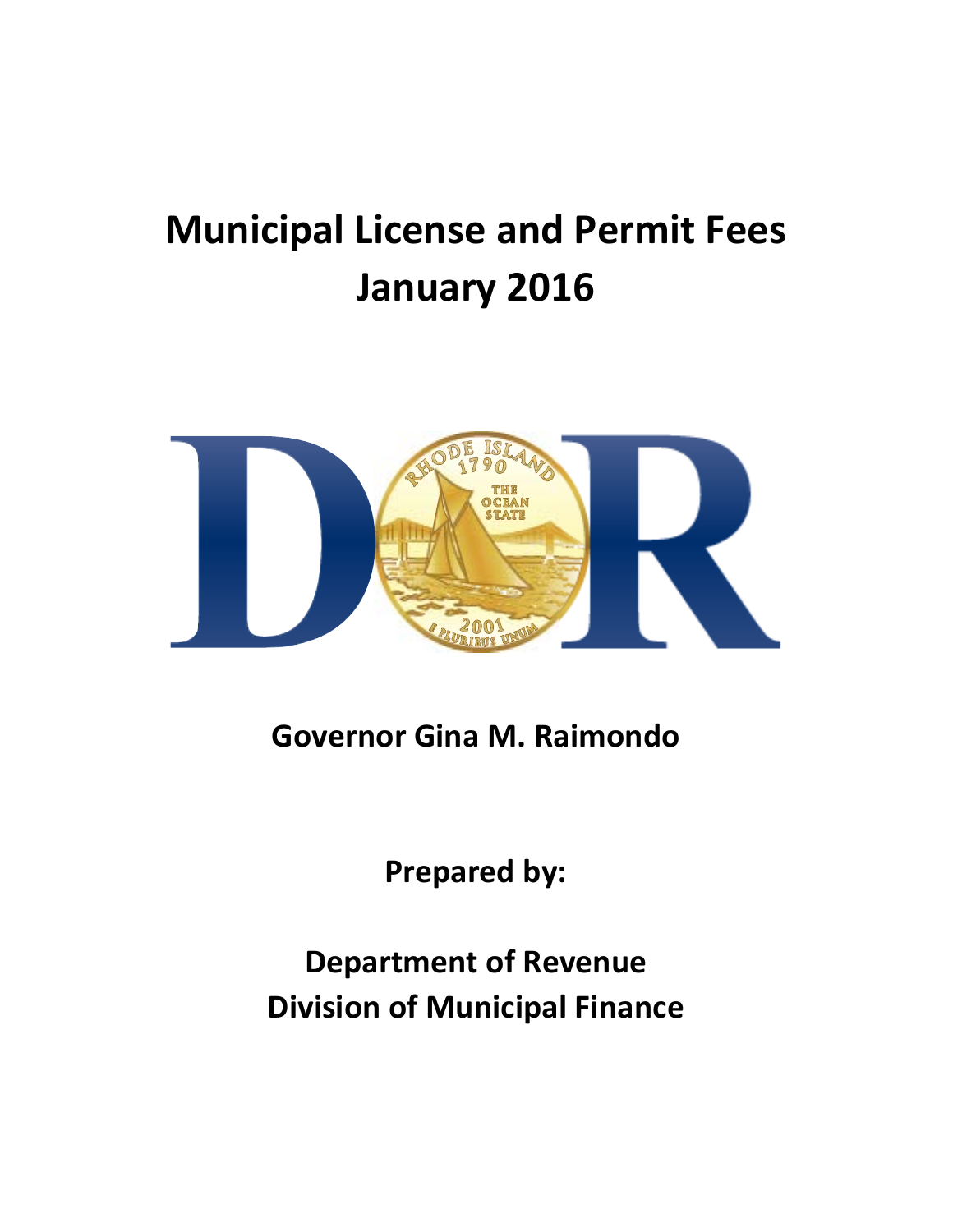# Municipal License and Permit Fees
# January 2016

**Governor Gina M. Raimondo**

**Prepared by:**

**Department of Revenue**
**Division of Municipal Finance**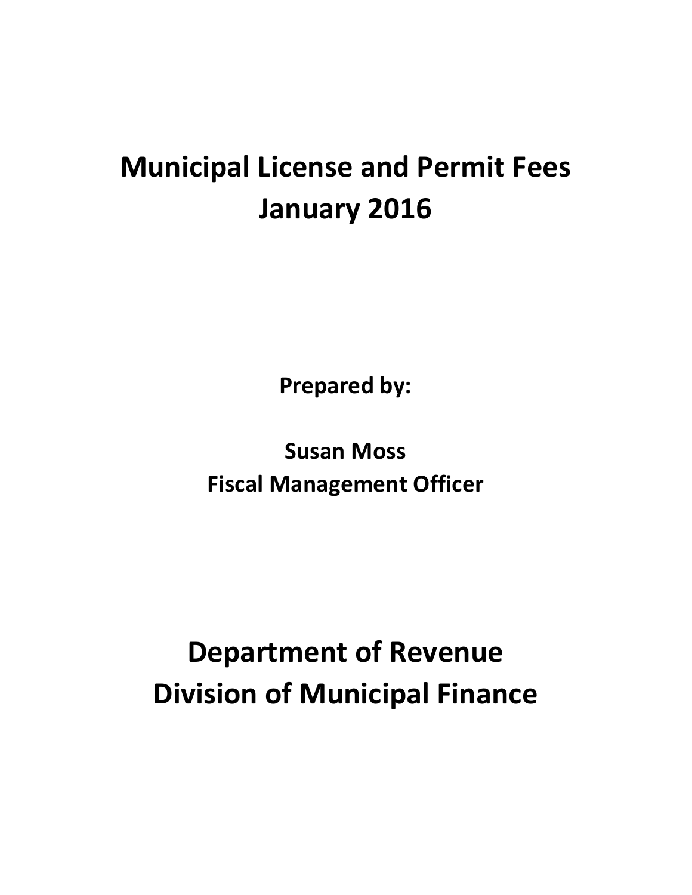# Municipal License and Permit Fees January 2016

**Prepared by:**

**Susan Moss**
**Fiscal Management Officer**

# Department of Revenue
# Division of Municipal Finance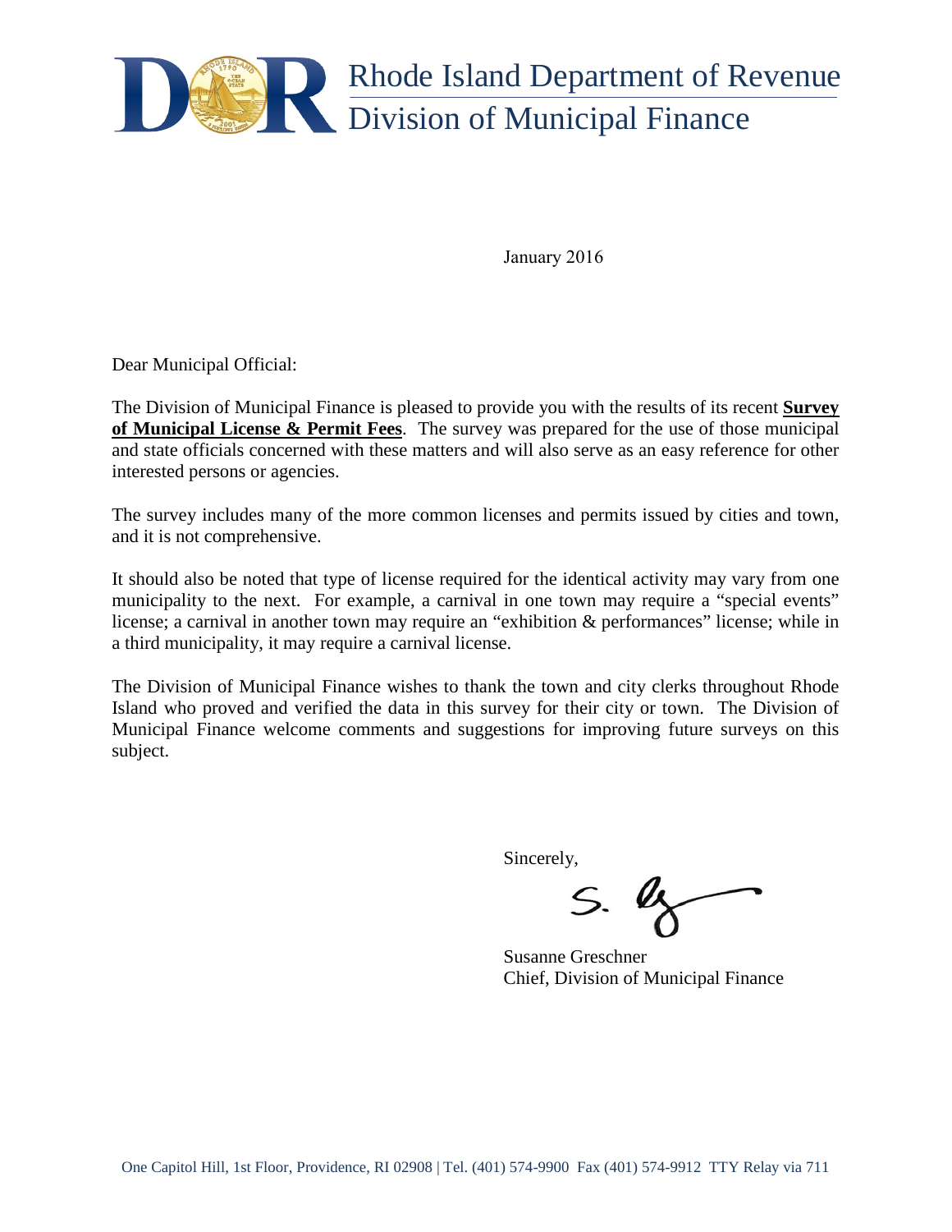# Rhode Island Department of Revenue
## Division of Municipal Finance

January 2016

Dear Municipal Official:

The Division of Municipal Finance is pleased to provide you with the results of its recent **Survey of Municipal License & Permit Fees**. The survey was prepared for the use of those municipal and state officials concerned with these matters and will also serve as an easy reference for other interested persons or agencies.

The survey includes many of the more common licenses and permits issued by cities and town, and it is not comprehensive.

It should also be noted that type of license required for the identical activity may vary from one municipality to the next. For example, a carnival in one town may require a "special events" license; a carnival in another town may require an "exhibition & performances" license; while in a third municipality, it may require a carnival license.

The Division of Municipal Finance wishes to thank the town and city clerks throughout Rhode Island who proved and verified the data in this survey for their city or town. The Division of Municipal Finance welcome comments and suggestions for improving future surveys on this subject.

Sincerely,

Susanne Greschner
Chief, Division of Municipal Finance

One Capitol Hill, 1st Floor, Providence, RI 02908 | Tel. (401) 574-9900 Fax (401) 574-9912 TTY Relay via 711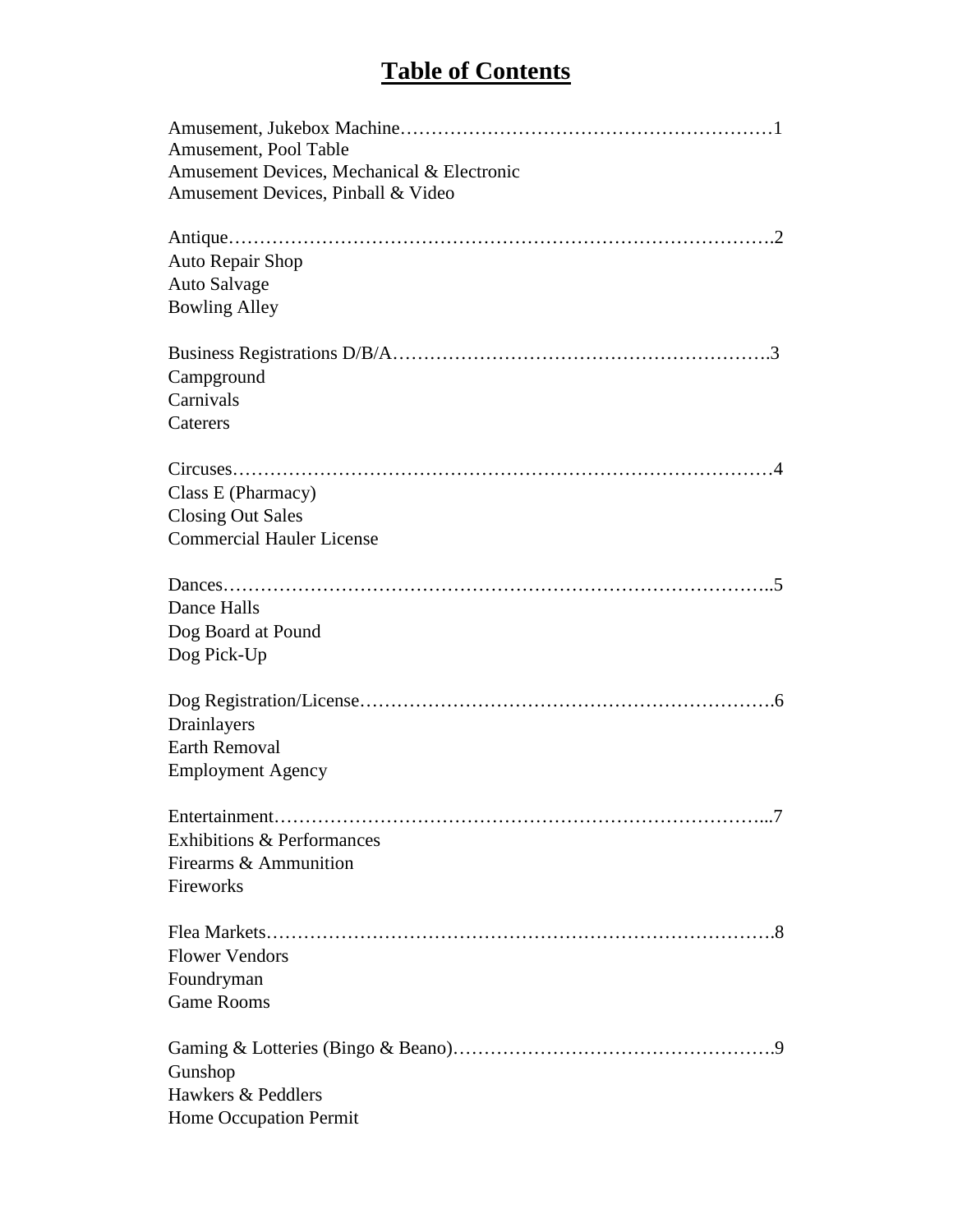# Table of Contents

Amusement, Jukebox Machine……………………………………………………1
Amusement, Pool Table
Amusement Devices, Mechanical & Electronic
Amusement Devices, Pinball & Video

Antique……………………………………………………………………….2
Auto Repair Shop
Auto Salvage
Bowling Alley

Business Registrations D/B/A………………………………………………….3
Campground
Carnivals
Caterers

Circuses…………………………………………………………………………4
Class E (Pharmacy)
Closing Out Sales
Commercial Hauler License

Dances…………………………………………………………………………..5
Dance Halls
Dog Board at Pound
Dog Pick-Up

Dog Registration/License……………………………………………………….6
Drainlayers
Earth Removal
Employment Agency

Entertainment…………………………………………………………………...7
Exhibitions & Performances
Firearms & Ammunition
Fireworks

Flea Markets…………………………………………………………………….8
Flower Vendors
Foundryman
Game Rooms

Gaming & Lotteries (Bingo & Beano)…………………………………………….9
Gunshop
Hawkers & Peddlers
Home Occupation Permit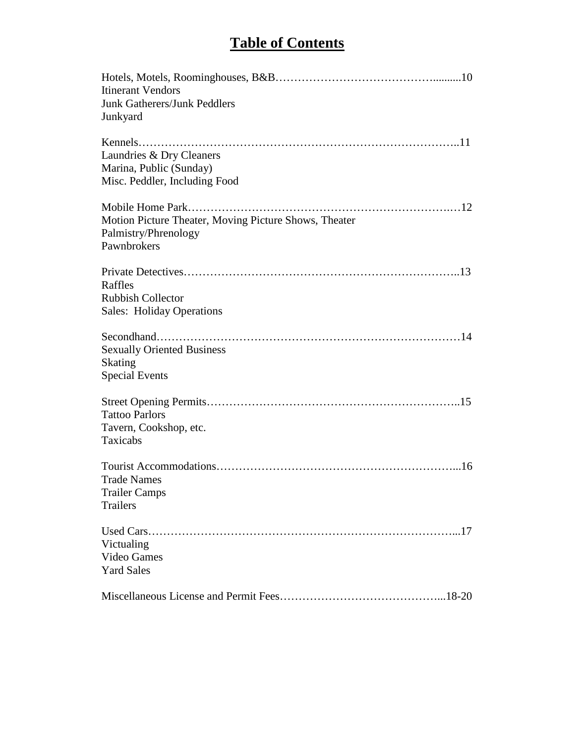# Table of Contents

Hotels, Motels, Roominghouses, B&B……………………………………..........10
Itinerant Vendors
Junk Gatherers/Junk Peddlers
Junkyard

Kennels………………………………………………………………………..11
Laundries & Dry Cleaners
Marina, Public (Sunday)
Misc. Peddler, Including Food

Mobile Home Park………………………………………………………….…12
Motion Picture Theater, Moving Picture Shows, Theater
Palmistry/Phrenology
Pawnbrokers

Private Detectives……………………………………………………………..13
Raffles
Rubbish Collector
Sales: Holiday Operations

Secondhand……………………………………………………………………14
Sexually Oriented Business
Skating
Special Events

Street Opening Permits………………………………………………………..15
Tattoo Parlors
Tavern, Cookshop, etc.
Taxicabs

Tourist Accommodations……………………………………………………...16
Trade Names
Trailer Camps
Trailers

Used Cars……………………………………………………………………...17
Victualing
Video Games
Yard Sales

Miscellaneous License and Permit Fees…………………………………...18-20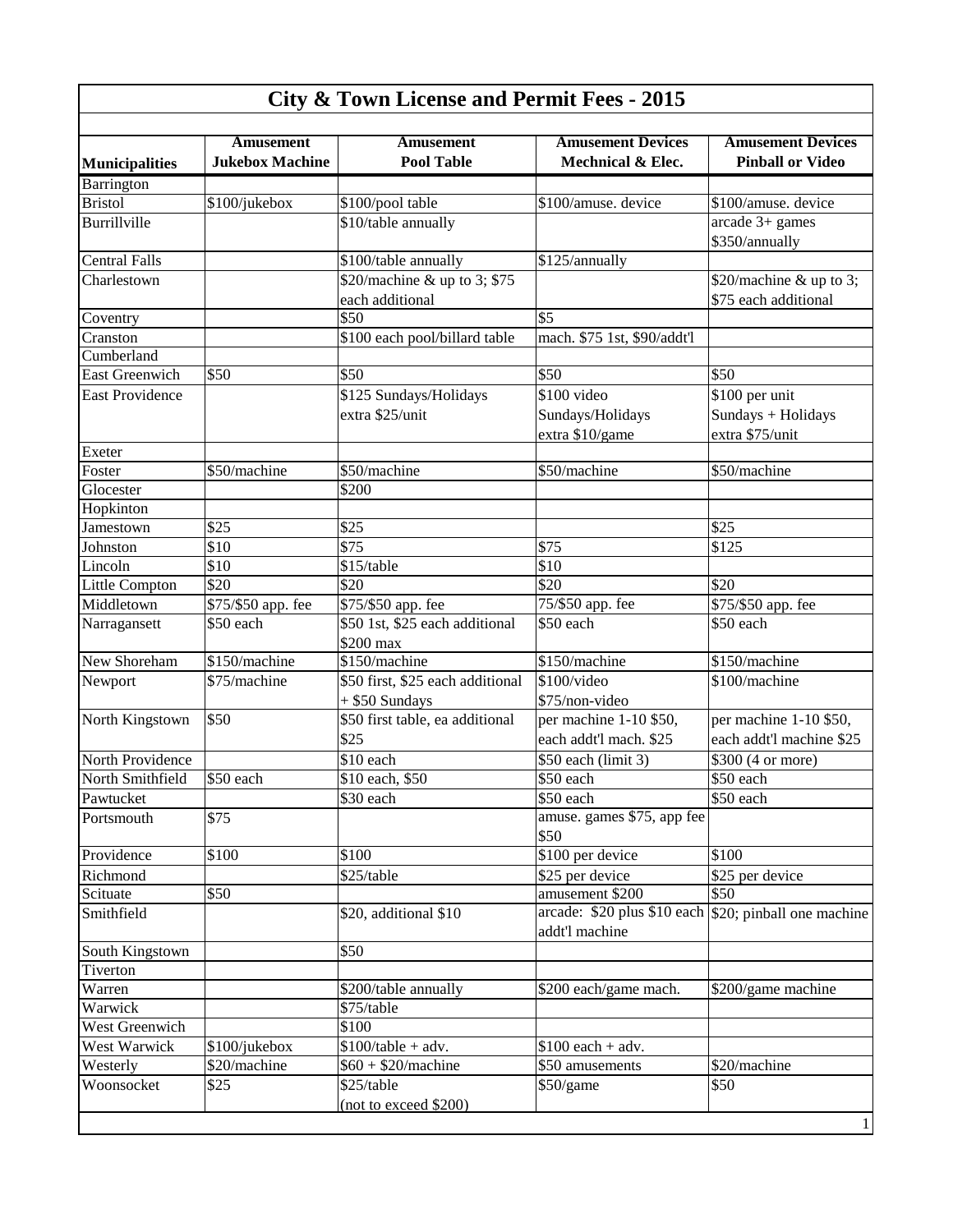# City & Town License and Permit Fees - 2015

| Municipalities | Amusement Jukebox Machine | Amusement Pool Table | Amusement Devices Mechnical & Elec. | Amusement Devices Pinball or Video |
|---|---|---|---|---|
| Barrington | | | | |
| Bristol | $100/jukebox | $100/pool table | $100/amuse. device | $100/amuse. device |
| Burrillville | | $10/table annually | | arcade 3+ games $350/annually |
| Central Falls | | $100/table annually | $125/annually | |
| Charlestown | | $20/machine & up to 3; $75 each additional | | $20/machine & up to 3; $75 each additional |
| Coventry | | $50 | $5 | |
| Cranston | | $100 each pool/billard table | mach. $75 1st, $90/addt'l | |
| Cumberland | | | | |
| East Greenwich | $50 | $50 | $50 | $50 |
| East Providence | | $125 Sundays/Holidays extra $25/unit | $100 video Sundays/Holidays extra $10/game | $100 per unit Sundays + Holidays extra $75/unit |
| Exeter | | | | |
| Foster | $50/machine | $50/machine | $50/machine | $50/machine |
| Glocester | | $200 | | |
| Hopkinton | | | | |
| Jamestown | $25 | $25 | | $25 |
| Johnston | $10 | $75 | $75 | $125 |
| Lincoln | $10 | $15/table | $10 | |
| Little Compton | $20 | $20 | $20 | $20 |
| Middletown | $75/$50 app. fee | $75/$50 app. fee | 75/$50 app. fee | $75/$50 app. fee |
| Narragansett | $50 each | $50 1st, $25 each additional $200 max | $50 each | $50 each |
| New Shoreham | $150/machine | $150/machine | $150/machine | $150/machine |
| Newport | $75/machine | $50 first, $25 each additional + $50 Sundays | $100/video $75/non-video | $100/machine |
| North Kingstown | $50 | $50 first table, ea additional $25 | per machine 1-10 $50, each addt'l mach. $25 | per machine 1-10 $50, each addt'l machine $25 |
| North Providence | | $10 each | $50 each (limit 3) | $300 (4 or more) |
| North Smithfield | $50 each | $10 each, $50 | $50 each | $50 each |
| Pawtucket | | $30 each | $50 each | $50 each |
| Portsmouth | $75 | | amuse. games $75, app fee $50 | |
| Providence | $100 | $100 | $100 per device | $100 |
| Richmond | | $25/table | $25 per device | $25 per device |
| Scituate | $50 | | amusement $200 | $50 |
| Smithfield | | $20, additional $10 | arcade: $20 plus $10 each addt'l machine | $20; pinball one machine |
| South Kingstown | | $50 | | |
| Tiverton | | | | |
| Warren | | $200/table annually | $200 each/game mach. | $200/game machine |
| Warwick | | $75/table | | |
| West Greenwich | | $100 | | |
| West Warwick | $100/jukebox | $100/table + adv. | $100 each + adv. | |
| Westerly | $20/machine | $60 + $20/machine | $50 amusements | $20/machine |
| Woonsocket | $25 | $25/table (not to exceed $200) | $50/game | $50 |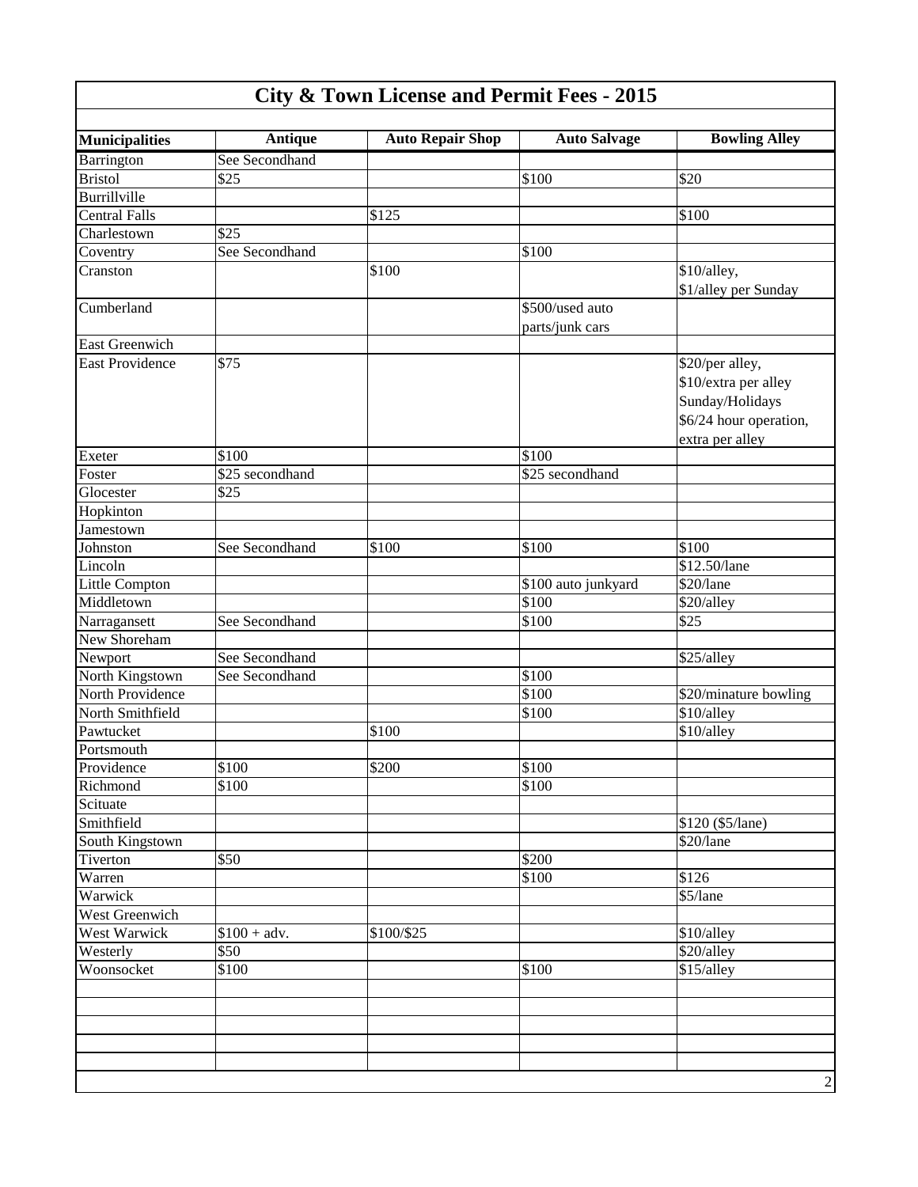# City & Town License and Permit Fees - 2015

| Municipalities | Antique | Auto Repair Shop | Auto Salvage | Bowling Alley |
|---|---|---|---|---|
| Barrington | See Secondhand | | | |
| Bristol | $25 | | $100 | $20 |
| Burrillville | | | | |
| Central Falls | | $125 | | $100 |
| Charlestown | $25 | | | |
| Coventry | See Secondhand | | $100 | |
| Cranston | | $100 | | $10/alley, $1/alley per Sunday |
| Cumberland | | | $500/used auto parts/junk cars | |
| East Greenwich | | | | |
| East Providence | $75 | | | $20/per alley, $10/extra per alley Sunday/Holidays $6/24 hour operation, extra per alley |
| Exeter | $100 | | $100 | |
| Foster | $25 secondhand | | $25 secondhand | |
| Glocester | $25 | | | |
| Hopkinton | | | | |
| Jamestown | | | | |
| Johnston | See Secondhand | $100 | $100 | $100 |
| Lincoln | | | | $12.50/lane |
| Little Compton | | | $100 auto junkyard | $20/lane |
| Middletown | | | $100 | $20/alley |
| Narragansett | See Secondhand | | $100 | $25 |
| New Shoreham | | | | |
| Newport | See Secondhand | | | $25/alley |
| North Kingstown | See Secondhand | | $100 | |
| North Providence | | | $100 | $20/minature bowling |
| North Smithfield | | | $100 | $10/alley |
| Pawtucket | | $100 | | $10/alley |
| Portsmouth | | | | |
| Providence | $100 | $200 | $100 | |
| Richmond | $100 | | $100 | |
| Scituate | | | | |
| Smithfield | | | | $120 ($5/lane) |
| South Kingstown | | | | $20/lane |
| Tiverton | $50 | | $200 | |
| Warren | | | $100 | $126 |
| Warwick | | | | $5/lane |
| West Greenwich | | | | |
| West Warwick | $100 + adv. | $100/$25 | | $10/alley |
| Westerly | $50 | | | $20/alley |
| Woonsocket | $100 | | $100 | $15/alley |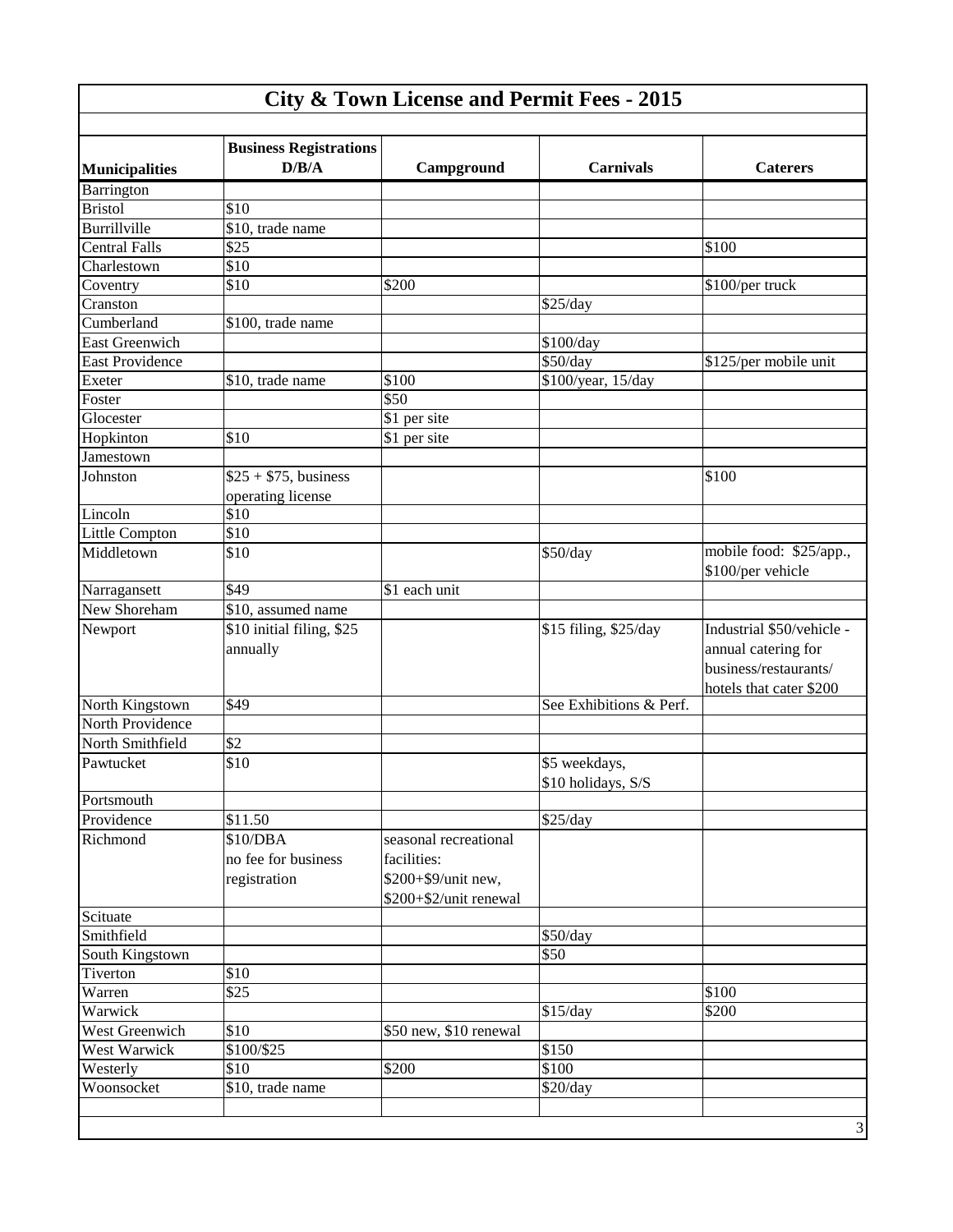# City & Town License and Permit Fees - 2015

| Municipalities | Business Registrations D/B/A | Campground | Carnivals | Caterers |
|---|---|---|---|---|
| Barrington | | | | |
| Bristol | $10 | | | |
| Burrillville | $10, trade name | | | |
| Central Falls | $25 | | | $100 |
| Charlestown | $10 | | | |
| Coventry | $10 | $200 | | $100/per truck |
| Cranston | | | $25/day | |
| Cumberland | $100, trade name | | | |
| East Greenwich | | | $100/day | |
| East Providence | | | $50/day | $125/per mobile unit |
| Exeter | $10, trade name | $100 | $100/year, 15/day | |
| Foster | | $50 | | |
| Glocester | | $1 per site | | |
| Hopkinton | $10 | $1 per site | | |
| Jamestown | | | | |
| Johnston | $25 + $75, business operating license | | | $100 |
| Lincoln | $10 | | | |
| Little Compton | $10 | | | |
| Middletown | $10 | | $50/day | mobile food: $25/app., $100/per vehicle |
| Narragansett | $49 | $1 each unit | | |
| New Shoreham | $10, assumed name | | | |
| Newport | $10 initial filing, $25 annually | | $15 filing, $25/day | Industrial $50/vehicle - annual catering for business/restaurants/ hotels that cater $200 |
| North Kingstown | $49 | | See Exhibitions & Perf. | |
| North Providence | | | | |
| North Smithfield | $2 | | | |
| Pawtucket | $10 | | $5 weekdays, $10 holidays, S/S | |
| Portsmouth | | | | |
| Providence | $11.50 | | $25/day | |
| Richmond | $10/DBA no fee for business registration | seasonal recreational facilities: $200+$9/unit new, $200+$2/unit renewal | | |
| Scituate | | | | |
| Smithfield | | | $50/day | |
| South Kingstown | | | $50 | |
| Tiverton | $10 | | | |
| Warren | $25 | | | $100 |
| Warwick | | | $15/day | $200 |
| West Greenwich | $10 | $50 new, $10 renewal | | |
| West Warwick | $100/$25 | | $150 | |
| Westerly | $10 | $200 | $100 | |
| Woonsocket | $10, trade name | | $20/day | |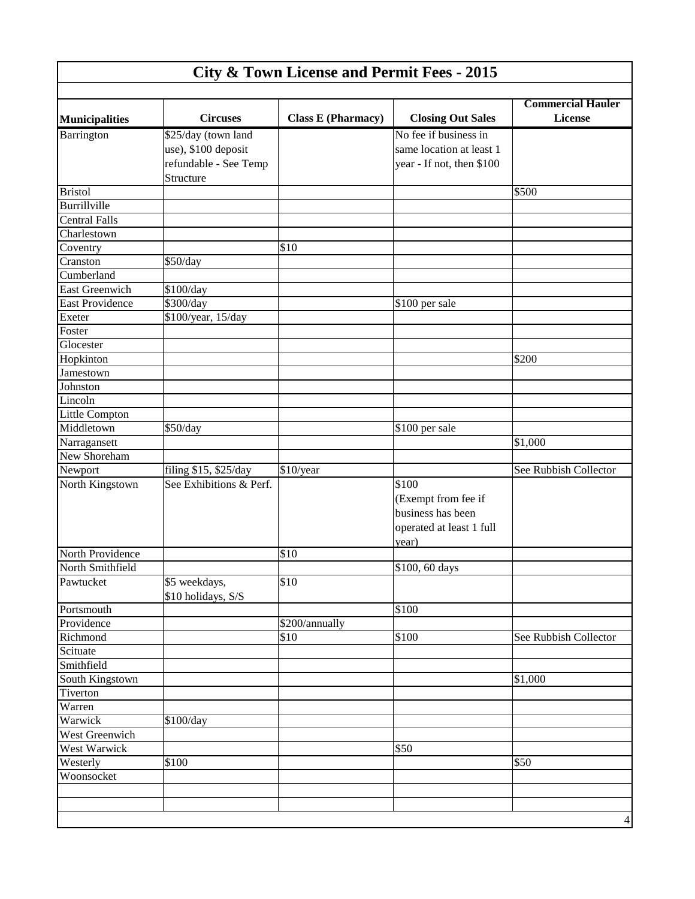# City & Town License and Permit Fees - 2015

| Municipalities | Circuses | Class E (Pharmacy) | Closing Out Sales | Commercial Hauler License |
|---|---|---|---|---|
| Barrington | $25/day (town land use), $100 deposit refundable - See Temp Structure | | No fee if business in same location at least 1 year - If not, then $100 | |
| Bristol | | | | $500 |
| Burrillville | | | | |
| Central Falls | | | | |
| Charlestown | | | | |
| Coventry | | $10 | | |
| Cranston | $50/day | | | |
| Cumberland | | | | |
| East Greenwich | $100/day | | | |
| East Providence | $300/day | | $100 per sale | |
| Exeter | $100/year, 15/day | | | |
| Foster | | | | |
| Glocester | | | | |
| Hopkinton | | | | $200 |
| Jamestown | | | | |
| Johnston | | | | |
| Lincoln | | | | |
| Little Compton | | | | |
| Middletown | $50/day | | $100 per sale | |
| Narragansett | | | | $1,000 |
| New Shoreham | | | | |
| Newport | filing $15, $25/day | $10/year | | See Rubbish Collector |
| North Kingstown | See Exhibitions & Perf. | | $100 (Exempt from fee if business has been operated at least 1 full year) | |
| North Providence | | $10 | | |
| North Smithfield | | | $100, 60 days | |
| Pawtucket | $5 weekdays, $10 holidays, S/S | $10 | | |
| Portsmouth | | | $100 | |
| Providence | | $200/annually | | |
| Richmond | | $10 | $100 | See Rubbish Collector |
| Scituate | | | | |
| Smithfield | | | | |
| South Kingstown | | | | $1,000 |
| Tiverton | | | | |
| Warren | | | | |
| Warwick | $100/day | | | |
| West Greenwich | | | | |
| West Warwick | | | $50 | |
| Westerly | $100 | | | $50 |
| Woonsocket | | | | |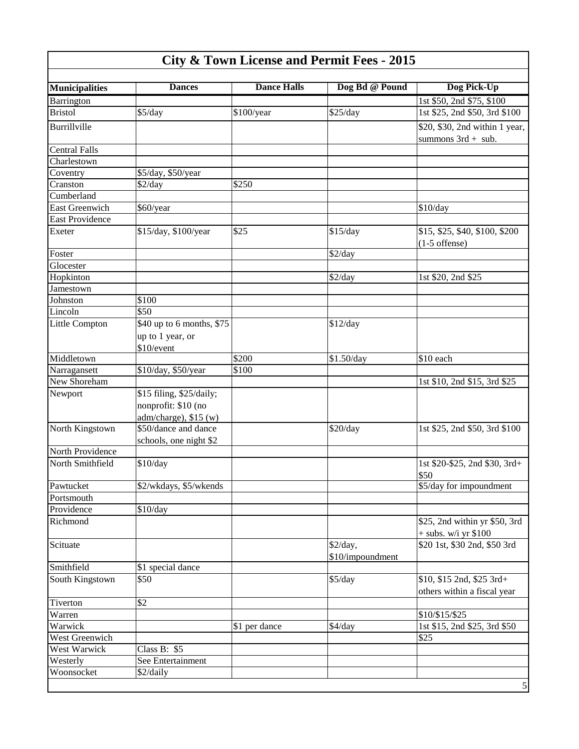# City & Town License and Permit Fees - 2015

| Municipalities | Dances | Dance Halls | Dog Bd @ Pound | Dog Pick-Up |
|---|---|---|---|---|
| Barrington | | | | 1st $50, 2nd $75, $100 |
| Bristol | $5/day | $100/year | $25/day | 1st $25, 2nd $50, 3rd $100 |
| Burrillville | | | | $20, $30, 2nd within 1 year, summons 3rd + sub. |
| Central Falls | | | | |
| Charlestown | | | | |
| Coventry | $5/day, $50/year | | | |
| Cranston | $2/day | $250 | | |
| Cumberland | | | | |
| East Greenwich | $60/year | | | $10/day |
| East Providence | | | | |
| Exeter | $15/day, $100/year | $25 | $15/day | $15, $25, $40, $100, $200 (1-5 offense) |
| Foster | | | $2/day | |
| Glocester | | | | |
| Hopkinton | | | $2/day | 1st $20, 2nd $25 |
| Jamestown | | | | |
| Johnston | $100 | | | |
| Lincoln | $50 | | | |
| Little Compton | $40 up to 6 months, $75 up to 1 year, or $10/event | | $12/day | |
| Middletown | | $200 | $1.50/day | $10 each |
| Narragansett | $10/day, $50/year | $100 | | |
| New Shoreham | | | | 1st $10, 2nd $15, 3rd $25 |
| Newport | $15 filing, $25/daily; nonprofit: $10 (no adm/charge), $15 (w) | | | |
| North Kingstown | $50/dance and dance schools, one night $2 | | $20/day | 1st $25, 2nd $50, 3rd $100 |
| North Providence | | | | |
| North Smithfield | $10/day | | | 1st $20-$25, 2nd $30, 3rd+ $50 |
| Pawtucket | $2/wkdays, $5/wkends | | | $5/day for impoundment |
| Portsmouth | | | | |
| Providence | $10/day | | | |
| Richmond | | | | $25, 2nd within yr $50, 3rd + subs. w/i yr $100 |
| Scituate | | | $2/day, $10/impoundment | $20 1st, $30 2nd, $50 3rd |
| Smithfield | $1 special dance | | | |
| South Kingstown | $50 | | $5/day | $10, $15 2nd, $25 3rd+ others within a fiscal year |
| Tiverton | $2 | | | |
| Warren | | | | $10/$15/$25 |
| Warwick | | $1 per dance | $4/day | 1st $15, 2nd $25, 3rd $50 |
| West Greenwich | | | | $25 |
| West Warwick | Class B: $5 | | | |
| Westerly | See Entertainment | | | |
| Woonsocket | $2/daily | | | |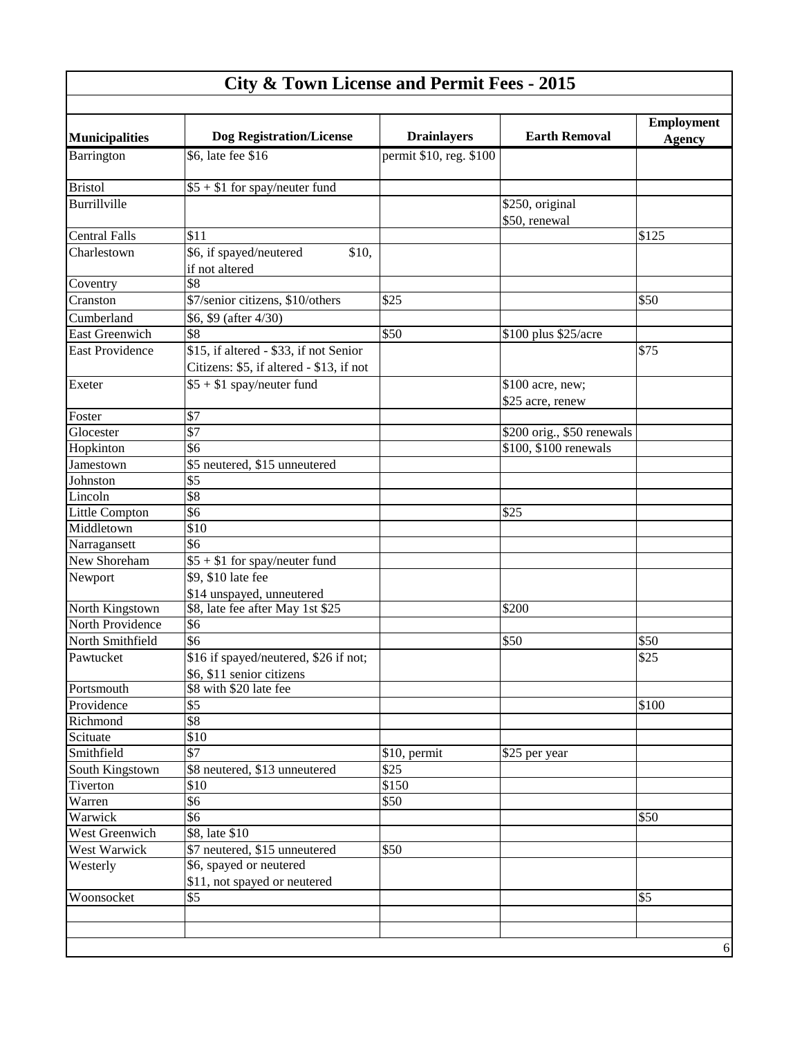# City & Town License and Permit Fees - 2015

| Municipalities | Dog Registration/License | Drainlayers | Earth Removal | Employment Agency |
|---|---|---|---|---|
| Barrington | $6, late fee $16 | permit $10, reg. $100 | | |
| Bristol | $5 + $1 for spay/neuter fund | | | |
| Burrillville | | | $250, original $50, renewal | |
| Central Falls | $11 | | | $125 |
| Charlestown | $6, if spayed/neutered $10, if not altered | | | |
| Coventry | $8 | | | |
| Cranston | $7/senior citizens, $10/others | $25 | | $50 |
| Cumberland | $6, $9 (after 4/30) | | | |
| East Greenwich | $8 | $50 | $100 plus $25/acre | |
| East Providence | $15, if altered - $33, if not Senior Citizens: $5, if altered - $13, if not | | | $75 |
| Exeter | $5 + $1 spay/neuter fund | | $100 acre, new; $25 acre, renew | |
| Foster | $7 | | | |
| Glocester | $7 | | $200 orig., $50 renewals | |
| Hopkinton | $6 | | $100, $100 renewals | |
| Jamestown | $5 neutered, $15 unneutered | | | |
| Johnston | $5 | | | |
| Lincoln | $8 | | | |
| Little Compton | $6 | | $25 | |
| Middletown | $10 | | | |
| Narragansett | $6 | | | |
| New Shoreham | $5 + $1 for spay/neuter fund | | | |
| Newport | $9, $10 late fee $14 unspayed, unneutered | | | |
| North Kingstown | $8, late fee after May 1st $25 | | $200 | |
| North Providence | $6 | | | |
| North Smithfield | $6 | | $50 | $50 |
| Pawtucket | $16 if spayed/neutered, $26 if not; $6, $11 senior citizens | | | $25 |
| Portsmouth | $8 with $20 late fee | | | |
| Providence | $5 | | | $100 |
| Richmond | $8 | | | |
| Scituate | $10 | | | |
| Smithfield | $7 | $10, permit | $25 per year | |
| South Kingstown | $8 neutered, $13 unneutered | $25 | | |
| Tiverton | $10 | $150 | | |
| Warren | $6 | $50 | | |
| Warwick | $6 | | | $50 |
| West Greenwich | $8, late $10 | | | |
| West Warwick | $7 neutered, $15 unneutered | $50 | | |
| Westerly | $6, spayed or neutered $11, not spayed or neutered | | | |
| Woonsocket | $5 | | | $5 |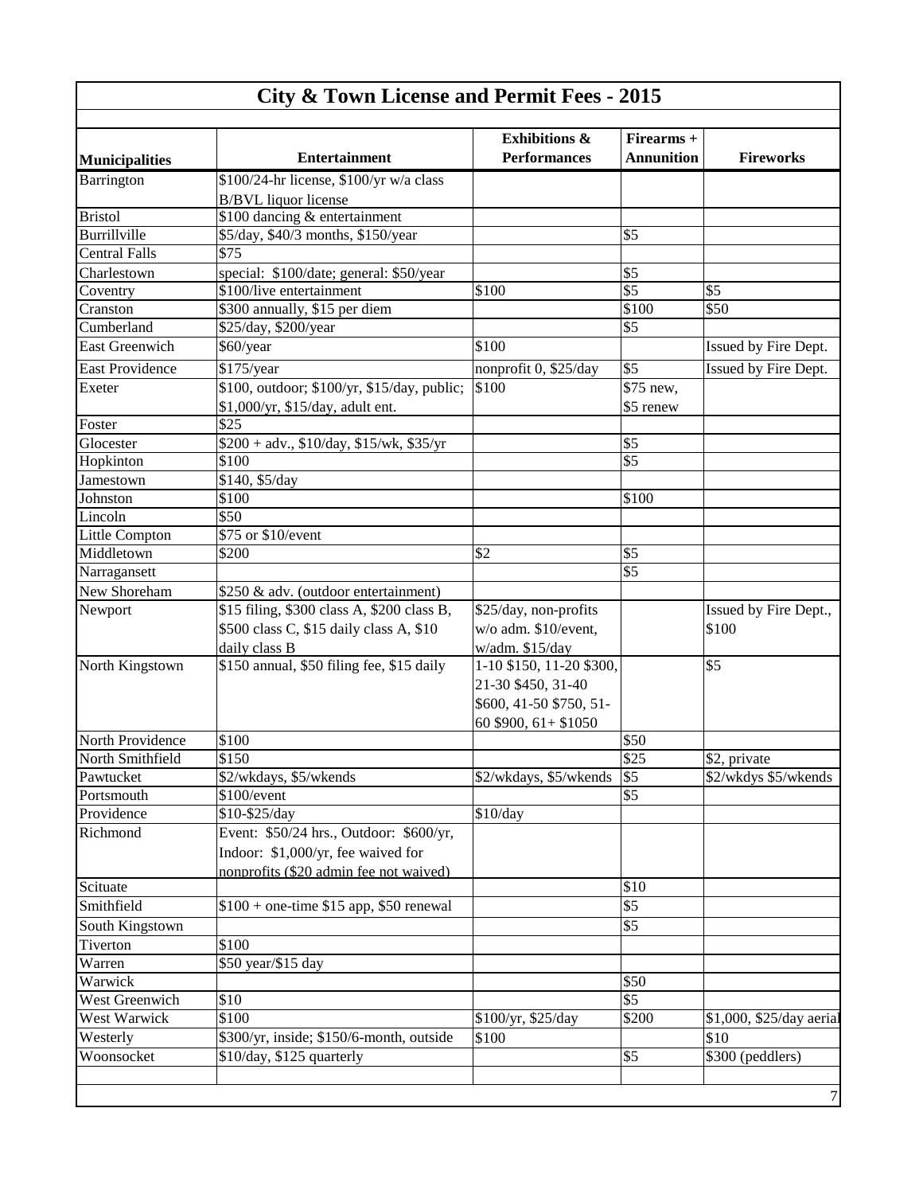# City & Town License and Permit Fees - 2015

| Municipalities | Entertainment | Exhibitions & Performances | Firearms + Annunition | Fireworks |
|---|---|---|---|---|
| Barrington | $100/24-hr license, $100/yr w/a class B/BVL liquor license | | | |
| Bristol | $100 dancing & entertainment | | | |
| Burrillville | $5/day, $40/3 months, $150/year | | $5 | |
| Central Falls | $75 | | | |
| Charlestown | special: $100/date; general: $50/year | | $5 | |
| Coventry | $100/live entertainment | $100 | $5 | $5 |
| Cranston | $300 annually, $15 per diem | | $100 | $50 |
| Cumberland | $25/day, $200/year | | $5 | |
| East Greenwich | $60/year | $100 | | Issued by Fire Dept. |
| East Providence | $175/year | nonprofit 0, $25/day | $5 | Issued by Fire Dept. |
| Exeter | $100, outdoor; $100/yr, $15/day, public; $1,000/yr, $15/day, adult ent. | $100 | $75 new, $5 renew | |
| Foster | $25 | | | |
| Glocester | $200 + adv., $10/day, $15/wk, $35/yr | | $5 | |
| Hopkinton | $100 | | $5 | |
| Jamestown | $140, $5/day | | | |
| Johnston | $100 | | $100 | |
| Lincoln | $50 | | | |
| Little Compton | $75 or $10/event | | | |
| Middletown | $200 | $2 | $5 | |
| Narragansett | | | $5 | |
| New Shoreham | $250 & adv. (outdoor entertainment) | | | |
| Newport | $15 filing, $300 class A, $200 class B, $500 class C, $15 daily class A, $10 daily class B | $25/day, non-profits w/o adm. $10/event, w/adm. $15/day | | Issued by Fire Dept., $100 |
| North Kingstown | $150 annual, $50 filing fee, $15 daily | 1-10 $150, 11-20 $300, 21-30 $450, 31-40 $600, 41-50 $750, 51-60 $900, 61+ $1050 | | $5 |
| North Providence | $100 | | $50 | |
| North Smithfield | $150 | | $25 | $2, private |
| Pawtucket | $2/wkdays, $5/wkends | $2/wkdays, $5/wkends | $5 | $2/wkdys $5/wkends |
| Portsmouth | $100/event | | $5 | |
| Providence | $10-$25/day | $10/day | | |
| Richmond | Event: $50/24 hrs., Outdoor: $600/yr, Indoor: $1,000/yr, fee waived for nonprofits ($20 admin fee not waived) | | | |
| Scituate | | | $10 | |
| Smithfield | $100 + one-time $15 app, $50 renewal | | $5 | |
| South Kingstown | | | $5 | |
| Tiverton | $100 | | | |
| Warren | $50 year/$15 day | | | |
| Warwick | | | $50 | |
| West Greenwich | $10 | | $5 | |
| West Warwick | $100 | $100/yr, $25/day | $200 | $1,000, $25/day aerial |
| Westerly | $300/yr, inside; $150/6-month, outside | $100 | | $10 |
| Woonsocket | $10/day, $125 quarterly | | $5 | $300 (peddlers) |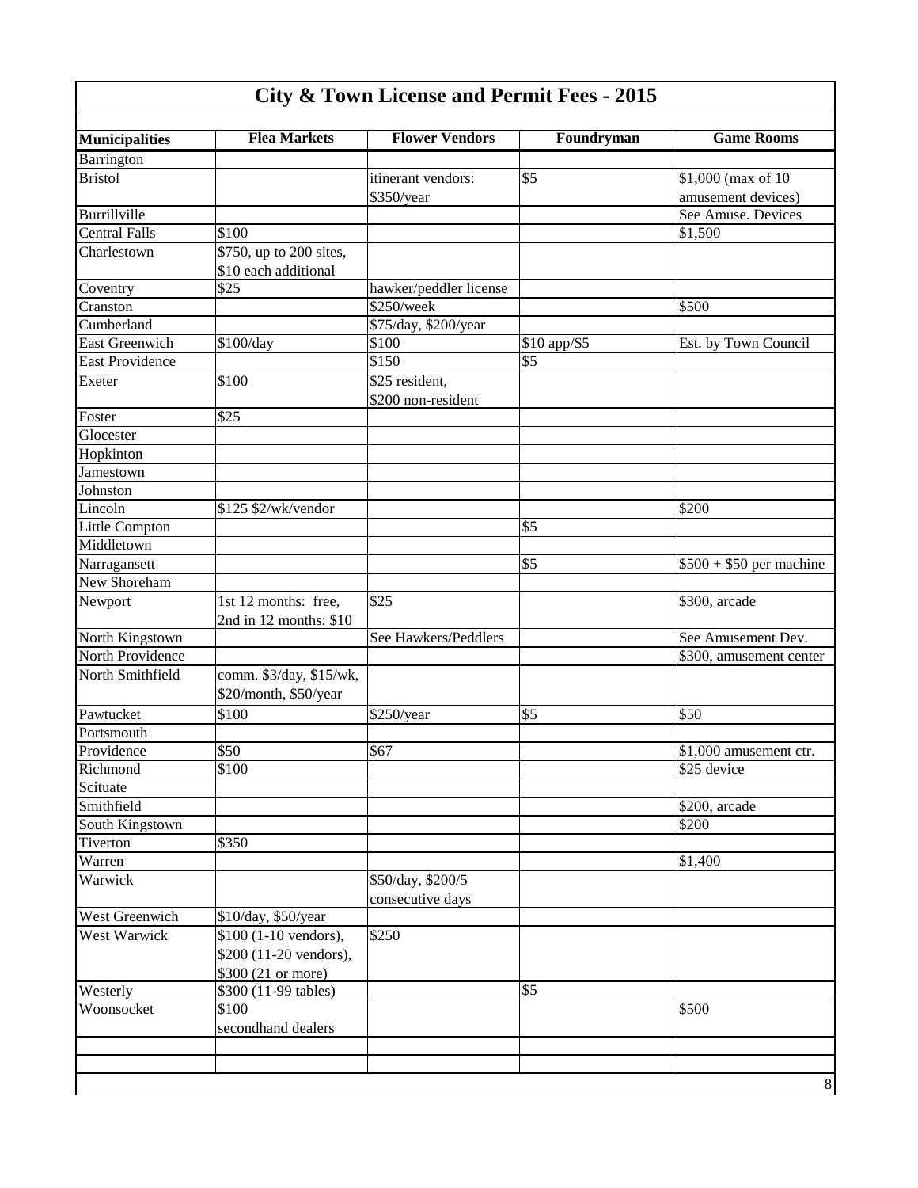# City & Town License and Permit Fees - 2015

| Municipalities | Flea Markets | Flower Vendors | Foundryman | Game Rooms |
|---|---|---|---|---|
| Barrington | | | | |
| Bristol | | itinerant vendors: $350/year | $5 | $1,000 (max of 10 amusement devices) |
| Burrillville | | | | See Amuse. Devices |
| Central Falls | $100 | | | $1,500 |
| Charlestown | $750, up to 200 sites, $10 each additional | | | |
| Coventry | $25 | hawker/peddler license | | |
| Cranston | | $250/week | | $500 |
| Cumberland | | $75/day, $200/year | | |
| East Greenwich | $100/day | $100 | $10 app/$5 | Est. by Town Council |
| East Providence | | $150 | $5 | |
| Exeter | $100 | $25 resident, $200 non-resident | | |
| Foster | $25 | | | |
| Glocester | | | | |
| Hopkinton | | | | |
| Jamestown | | | | |
| Johnston | | | | |
| Lincoln | $125 $2/wk/vendor | | | $200 |
| Little Compton | | | $5 | |
| Middletown | | | | |
| Narragansett | | | $5 | $500 + $50 per machine |
| New Shoreham | | | | |
| Newport | 1st 12 months: free, 2nd in 12 months: $10 | $25 | | $300, arcade |
| North Kingstown | | See Hawkers/Peddlers | | See Amusement Dev. |
| North Providence | | | | $300, amusement center |
| North Smithfield | comm. $3/day, $15/wk, $20/month, $50/year | | | |
| Pawtucket | $100 | $250/year | $5 | $50 |
| Portsmouth | | | | |
| Providence | $50 | $67 | | $1,000 amusement ctr. |
| Richmond | $100 | | | $25 device |
| Scituate | | | | |
| Smithfield | | | | $200, arcade |
| South Kingstown | | | | $200 |
| Tiverton | $350 | | | |
| Warren | | | | $1,400 |
| Warwick | | $50/day, $200/5 consecutive days | | |
| West Greenwich | $10/day, $50/year | | | |
| West Warwick | $100 (1-10 vendors), $200 (11-20 vendors), $300 (21 or more) | $250 | | |
| Westerly | $300 (11-99 tables) | | $5 | |
| Woonsocket | $100 secondhand dealers | | | $500 |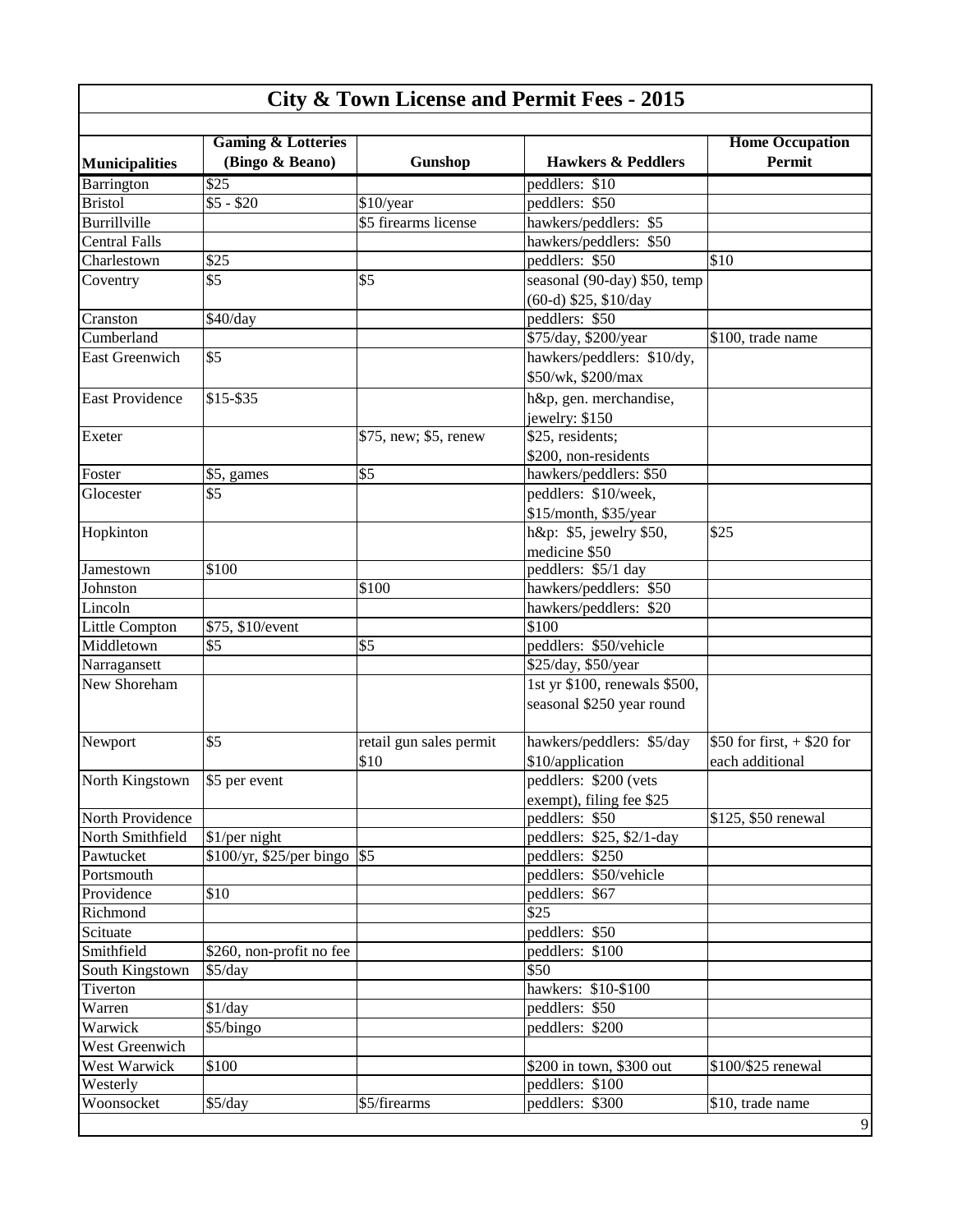# City & Town License and Permit Fees - 2015

| Municipalities | Gaming & Lotteries (Bingo & Beano) | Gunshop | Hawkers & Peddlers | Home Occupation Permit |
|---|---|---|---|---|
| Barrington | $25 | | peddlers: $10 | |
| Bristol | $5 - $20 | $10/year | peddlers: $50 | |
| Burrillville | | $5 firearms license | hawkers/peddlers: $5 | |
| Central Falls | | | hawkers/peddlers: $50 | |
| Charlestown | $25 | | peddlers: $50 | $10 |
| Coventry | $5 | $5 | seasonal (90-day) $50, temp (60-d) $25, $10/day | |
| Cranston | $40/day | | peddlers: $50 | |
| Cumberland | | | $75/day, $200/year | $100, trade name |
| East Greenwich | $5 | | hawkers/peddlers: $10/dy, $50/wk, $200/max | |
| East Providence | $15-$35 | | h&p, gen. merchandise, jewelry: $150 | |
| Exeter | | $75, new; $5, renew | $25, residents; $200, non-residents | |
| Foster | $5, games | $5 | hawkers/peddlers: $50 | |
| Glocester | $5 | | peddlers: $10/week, $15/month, $35/year | |
| Hopkinton | | | h&p: $5, jewelry $50, medicine $50 | $25 |
| Jamestown | $100 | | peddlers: $5/1 day | |
| Johnston | | $100 | hawkers/peddlers: $50 | |
| Lincoln | | | hawkers/peddlers: $20 | |
| Little Compton | $75, $10/event | | $100 | |
| Middletown | $5 | $5 | peddlers: $50/vehicle | |
| Narragansett | | | $25/day, $50/year | |
| New Shoreham | | | 1st yr $100, renewals $500, seasonal $250 year round | |
| Newport | $5 | retail gun sales permit $10 | hawkers/peddlers: $5/day $10/application | $50 for first, + $20 for each additional |
| North Kingstown | $5 per event | | peddlers: $200 (vets exempt), filing fee $25 | |
| North Providence | | | peddlers: $50 | $125, $50 renewal |
| North Smithfield | $1/per night | | peddlers: $25, $2/1-day | |
| Pawtucket | $100/yr, $25/per bingo | $5 | peddlers: $250 | |
| Portsmouth | | | peddlers: $50/vehicle | |
| Providence | $10 | | peddlers: $67 | |
| Richmond | | | $25 | |
| Scituate | | | peddlers: $50 | |
| Smithfield | $260, non-profit no fee | | peddlers: $100 | |
| South Kingstown | $5/day | | $50 | |
| Tiverton | | | hawkers: $10-$100 | |
| Warren | $1/day | | peddlers: $50 | |
| Warwick | $5/bingo | | peddlers: $200 | |
| West Greenwich | | | | |
| West Warwick | $100 | | $200 in town, $300 out | $100/$25 renewal |
| Westerly | | | peddlers: $100 | |
| Woonsocket | $5/day | $5/firearms | peddlers: $300 | $10, trade name |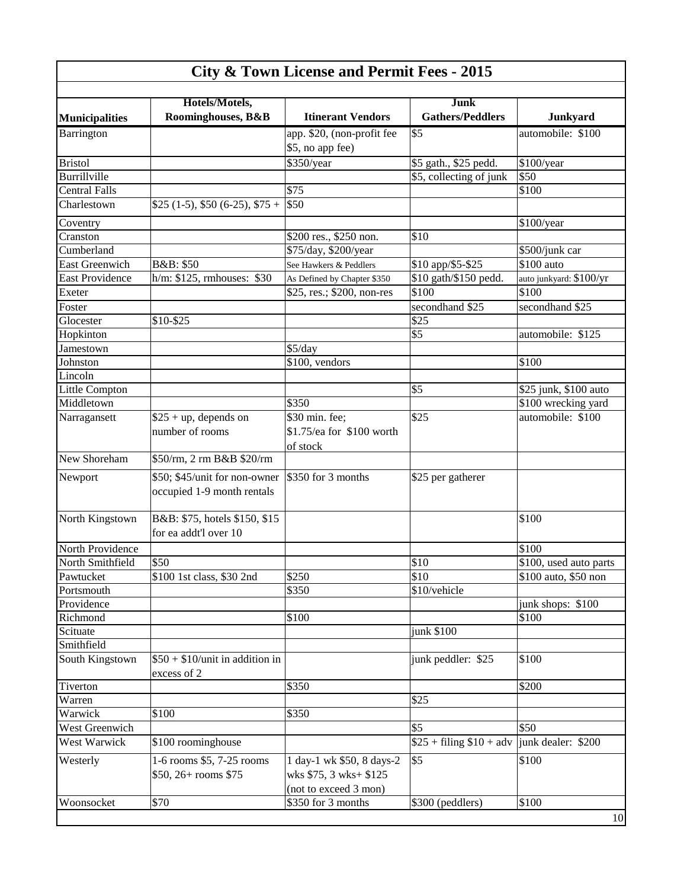# City & Town License and Permit Fees - 2015

| Municipalities | Hotels/Motels, Roominghouses, B&B | Itinerant Vendors | Junk Gathers/Peddlers | Junkyard |
|---|---|---|---|---|
| Barrington | | app. $20, (non-profit fee $5, no app fee) | $5 | automobile: $100 |
| Bristol | | $350/year | $5 gath., $25 pedd. | $100/year |
| Burrillville | | | $5, collecting of junk | $50 |
| Central Falls | | $75 | | $100 |
| Charlestown | $25 (1-5), $50 (6-25), $75 + | $50 | | |
| Coventry | | | | $100/year |
| Cranston | | $200 res., $250 non. | $10 | |
| Cumberland | | $75/day, $200/year | | $500/junk car |
| East Greenwich | B&B: $50 | See Hawkers & Peddlers | $10 app/$5-$25 | $100 auto |
| East Providence | h/m: $125, rmhouses: $30 | As Defined by Chapter $350 | $10 gath/$150 pedd. | auto junkyard: $100/yr |
| Exeter | | $25, res.; $200, non-res | $100 | $100 |
| Foster | | | secondhand $25 | secondhand $25 |
| Glocester | $10-$25 | | $25 | |
| Hopkinton | | | $5 | automobile: $125 |
| Jamestown | | $5/day | | |
| Johnston | | $100, vendors | | $100 |
| Lincoln | | | | |
| Little Compton | | | $5 | $25 junk, $100 auto |
| Middletown | | $350 | | $100 wrecking yard |
| Narragansett | $25 + up, depends on number of rooms | $30 min. fee; $1.75/ea for $100 worth of stock | $25 | automobile: $100 |
| New Shoreham | $50/rm, 2 rm B&B $20/rm | | | |
| Newport | $50; $45/unit for non-owner occupied 1-9 month rentals | $350 for 3 months | $25 per gatherer | |
| North Kingstown | B&B: $75, hotels $150, $15 for ea addt'l over 10 | | | $100 |
| North Providence | | | | $100 |
| North Smithfield | $50 | | $10 | $100, used auto parts |
| Pawtucket | $100 1st class, $30 2nd | $250 | $10 | $100 auto, $50 non |
| Portsmouth | | $350 | $10/vehicle | |
| Providence | | | | junk shops: $100 |
| Richmond | | $100 | | $100 |
| Scituate | | | junk $100 | |
| Smithfield | | | | |
| South Kingstown | $50 + $10/unit in addition in excess of 2 | | junk peddler: $25 | $100 |
| Tiverton | | $350 | | $200 |
| Warren | | | $25 | |
| Warwick | $100 | $350 | | |
| West Greenwich | | | $5 | $50 |
| West Warwick | $100 roominghouse | | $25 + filing $10 + adv | junk dealer: $200 |
| Westerly | 1-6 rooms $5, 7-25 rooms $50, 26+ rooms $75 | 1 day-1 wk $50, 8 days-2 wks $75, 3 wks+ $125 (not to exceed 3 mon) | $5 | $100 |
| Woonsocket | $70 | $350 for 3 months | $300 (peddlers) | $100 |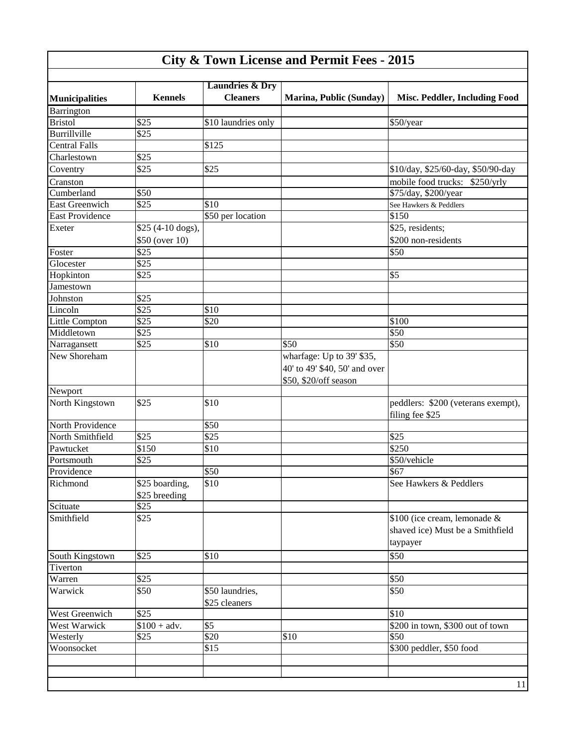# City & Town License and Permit Fees - 2015

| Municipalities | Kennels | Laundries & Dry Cleaners | Marina, Public (Sunday) | Misc. Peddler, Including Food |
|---|---|---|---|---|
| Barrington | | | | |
| Bristol | $25 | $10 laundries only | | $50/year |
| Burrillville | $25 | | | |
| Central Falls | | $125 | | |
| Charlestown | $25 | | | |
| Coventry | $25 | $25 | | $10/day, $25/60-day, $50/90-day |
| Cranston | | | | mobile food trucks: $250/yrly |
| Cumberland | $50 | | | $75/day, $200/year |
| East Greenwich | $25 | $10 | | See Hawkers & Peddlers |
| East Providence | | $50 per location | | $150 |
| Exeter | $25 (4-10 dogs), $50 (over 10) | | | $25, residents; $200 non-residents |
| Foster | $25 | | | $50 |
| Glocester | $25 | | | |
| Hopkinton | $25 | | | $5 |
| Jamestown | | | | |
| Johnston | $25 | | | |
| Lincoln | $25 | $10 | | |
| Little Compton | $25 | $20 | | $100 |
| Middletown | $25 | | | $50 |
| Narragansett | $25 | $10 | $50 | $50 |
| New Shoreham | | | wharfage: Up to 39' $35, 40' to 49' $40, 50' and over $50, $20/off season | |
| Newport | | | | |
| North Kingstown | $25 | $10 | | peddlers: $200 (veterans exempt), filing fee $25 |
| North Providence | | $50 | | |
| North Smithfield | $25 | $25 | | $25 |
| Pawtucket | $150 | $10 | | $250 |
| Portsmouth | $25 | | | $50/vehicle |
| Providence | | $50 | | $67 |
| Richmond | $25 boarding, $25 breeding | $10 | | See Hawkers & Peddlers |
| Scituate | $25 | | | |
| Smithfield | $25 | | | $100 (ice cream, lemonade & shaved ice) Must be a Smithfield taypayer |
| South Kingstown | $25 | $10 | | $50 |
| Tiverton | | | | |
| Warren | $25 | | | $50 |
| Warwick | $50 | $50 laundries, $25 cleaners | | $50 |
| West Greenwich | $25 | | | $10 |
| West Warwick | $100 + adv. | $5 | | $200 in town, $300 out of town |
| Westerly | $25 | $20 | $10 | $50 |
| Woonsocket | | $15 | | $300 peddler, $50 food |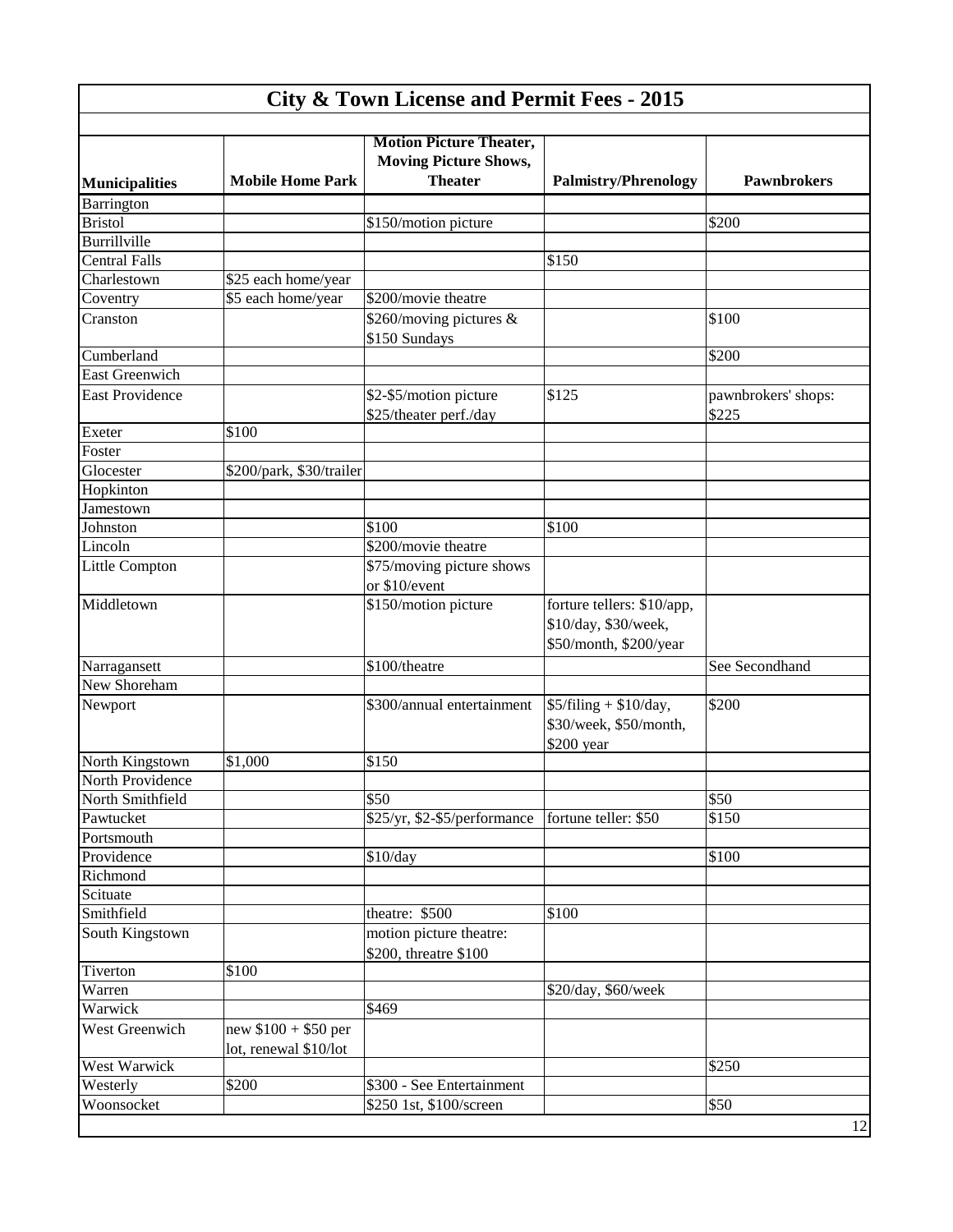# City & Town License and Permit Fees - 2015

| Municipalities | Mobile Home Park | Motion Picture Theater, Moving Picture Shows, Theater | Palmistry/Phrenology | Pawnbrokers |
|---|---|---|---|---|
| Barrington | | | | |
| Bristol | | $150/motion picture | | $200 |
| Burrillville | | | | |
| Central Falls | | | $150 | |
| Charlestown | $25 each home/year | | | |
| Coventry | $5 each home/year | $200/movie theatre | | |
| Cranston | | $260/moving pictures & $150 Sundays | | $100 |
| Cumberland | | | | $200 |
| East Greenwich | | | | |
| East Providence | | $2-$5/motion picture $25/theater perf./day | $125 | pawnbrokers' shops: $225 |
| Exeter | $100 | | | |
| Foster | | | | |
| Glocester | $200/park, $30/trailer | | | |
| Hopkinton | | | | |
| Jamestown | | | | |
| Johnston | | $100 | $100 | |
| Lincoln | | $200/movie theatre | | |
| Little Compton | | $75/moving picture shows or $10/event | | |
| Middletown | | $150/motion picture | forture tellers: $10/app, $10/day, $30/week, $50/month, $200/year | |
| Narragansett | | $100/theatre | | See Secondhand |
| New Shoreham | | | | |
| Newport | | $300/annual entertainment | $5/filing + $10/day, $30/week, $50/month, $200 year | $200 |
| North Kingstown | $1,000 | $150 | | |
| North Providence | | | | |
| North Smithfield | | $50 | | $50 |
| Pawtucket | | $25/yr, $2-$5/performance | fortune teller: $50 | $150 |
| Portsmouth | | | | |
| Providence | | $10/day | | $100 |
| Richmond | | | | |
| Scituate | | | | |
| Smithfield | | theatre: $500 | $100 | |
| South Kingstown | | motion picture theatre: $200, threatre $100 | | |
| Tiverton | $100 | | | |
| Warren | | | $20/day, $60/week | |
| Warwick | | $469 | | |
| West Greenwich | new $100 + $50 per lot, renewal $10/lot | | | |
| West Warwick | | | | $250 |
| Westerly | $200 | $300 - See Entertainment | | |
| Woonsocket | | $250 1st, $100/screen | | $50 |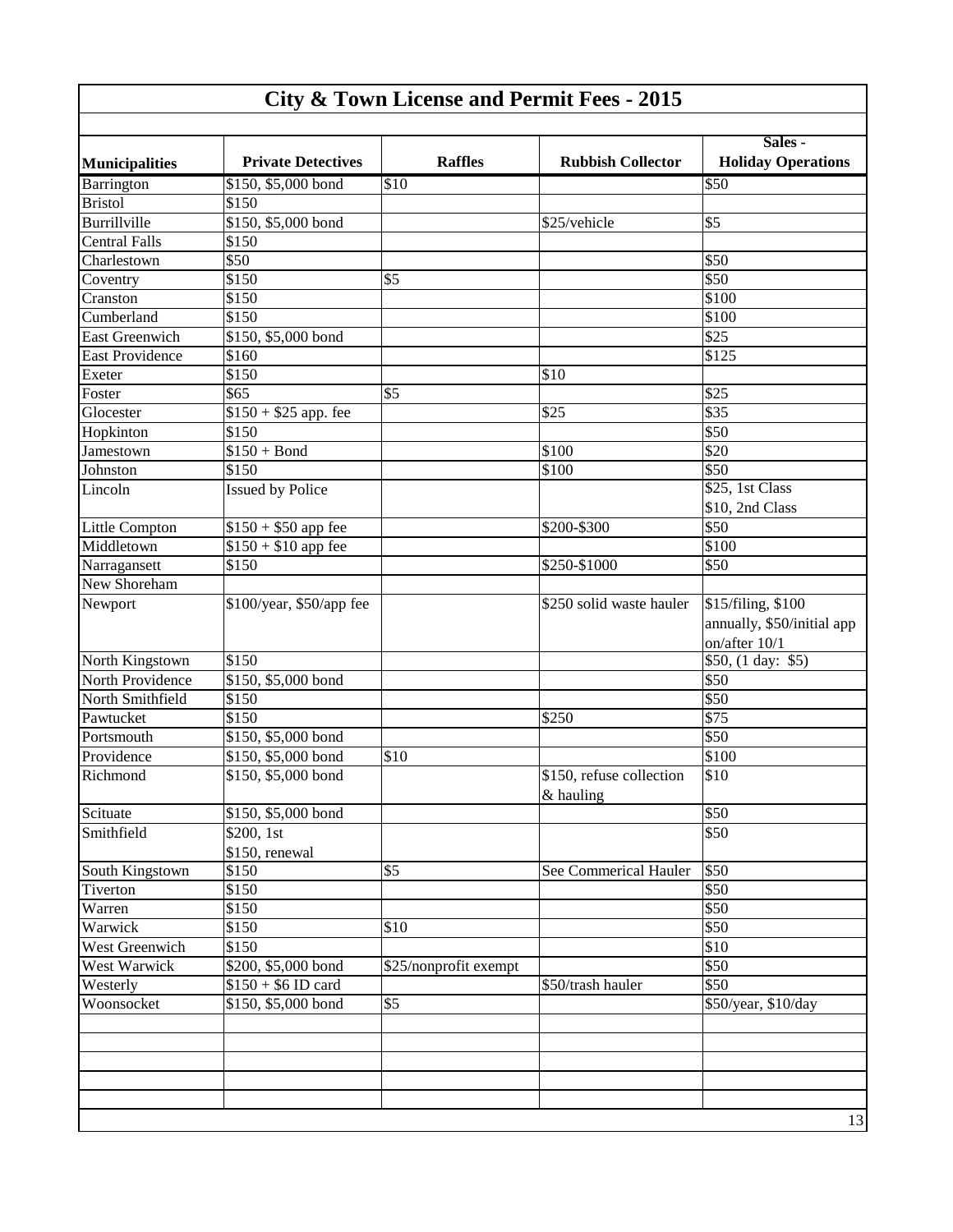# City & Town License and Permit Fees - 2015

| Municipalities | Private Detectives | Raffles | Rubbish Collector | Sales - Holiday Operations |
|---|---|---|---|---|
| Barrington | $150, $5,000 bond | $10 | | $50 |
| Bristol | $150 | | | |
| Burrillville | $150, $5,000 bond | | $25/vehicle | $5 |
| Central Falls | $150 | | | |
| Charlestown | $50 | | | $50 |
| Coventry | $150 | $5 | | $50 |
| Cranston | $150 | | | $100 |
| Cumberland | $150 | | | $100 |
| East Greenwich | $150, $5,000 bond | | | $25 |
| East Providence | $160 | | | $125 |
| Exeter | $150 | | $10 | |
| Foster | $65 | $5 | | $25 |
| Glocester | $150 + $25 app. fee | | $25 | $35 |
| Hopkinton | $150 | | | $50 |
| Jamestown | $150 + Bond | | $100 | $20 |
| Johnston | $150 | | $100 | $50 |
| Lincoln | Issued by Police | | | $25, 1st Class<br>$10, 2nd Class |
| Little Compton | $150 + $50 app fee | | $200-$300 | $50 |
| Middletown | $150 + $10 app fee | | | $100 |
| Narragansett | $150 | | $250-$1000 | $50 |
| New Shoreham | | | | |
| Newport | $100/year, $50/app fee | | $250 solid waste hauler | $15/filing, $100 annually, $50/initial app on/after 10/1 |
| North Kingstown | $150 | | | $50, (1 day: $5) |
| North Providence | $150, $5,000 bond | | | $50 |
| North Smithfield | $150 | | | $50 |
| Pawtucket | $150 | | $250 | $75 |
| Portsmouth | $150, $5,000 bond | | | $50 |
| Providence | $150, $5,000 bond | $10 | | $100 |
| Richmond | $150, $5,000 bond | | $150, refuse collection & hauling | $10 |
| Scituate | $150, $5,000 bond | | | $50 |
| Smithfield | $200, 1st<br>$150, renewal | | | $50 |
| South Kingstown | $150 | $5 | See Commerical Hauler | $50 |
| Tiverton | $150 | | | $50 |
| Warren | $150 | | | $50 |
| Warwick | $150 | $10 | | $50 |
| West Greenwich | $150 | | | $10 |
| West Warwick | $200, $5,000 bond | $25/nonprofit exempt | | $50 |
| Westerly | $150 + $6 ID card | | $50/trash hauler | $50 |
| Woonsocket | $150, $5,000 bond | $5 | | $50/year, $10/day |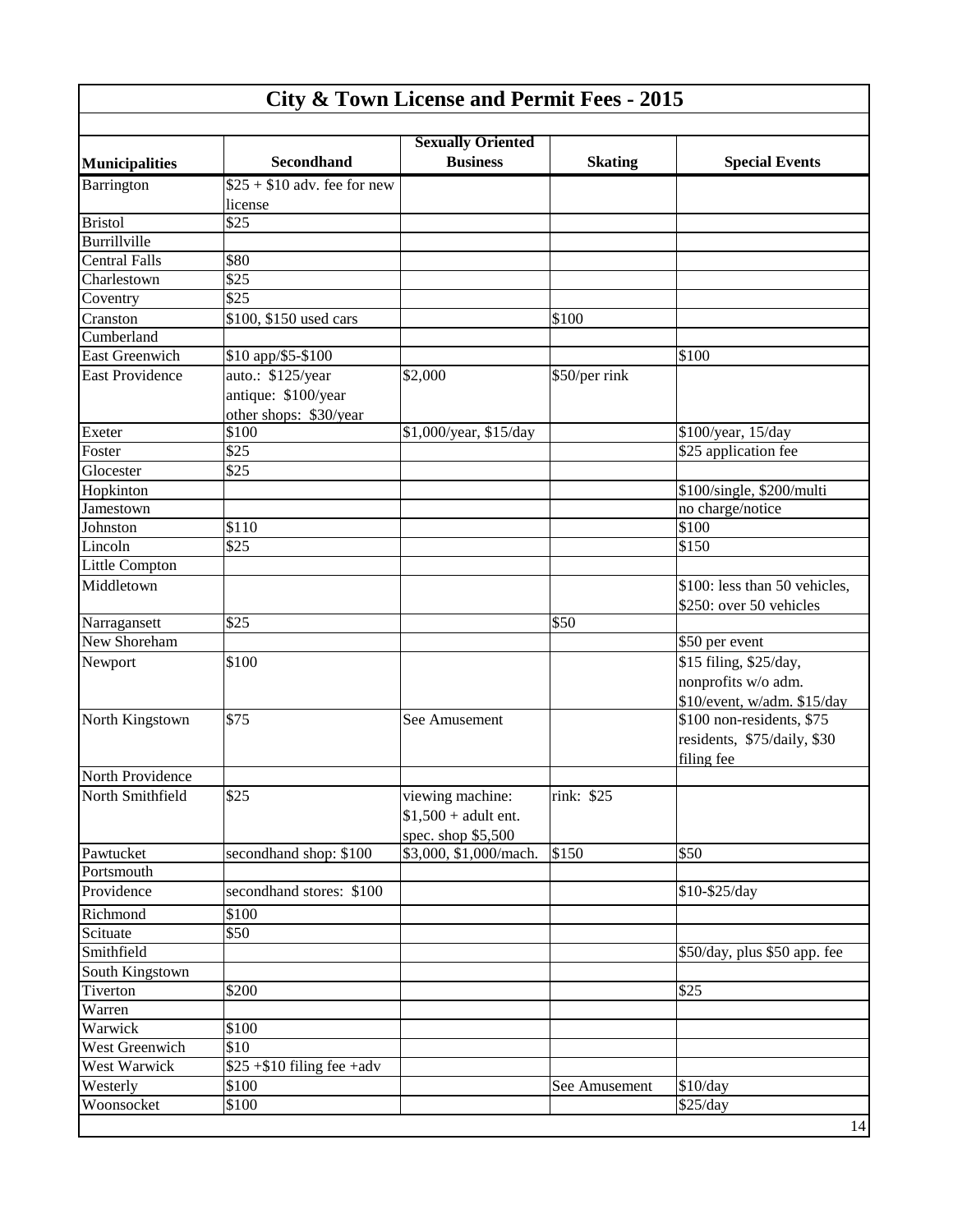# City & Town License and Permit Fees - 2015

| Municipalities | Secondhand | Sexually Oriented Business | Skating | Special Events |
|---|---|---|---|---|
| Barrington | $25 + $10 adv. fee for new license | | | |
| Bristol | $25 | | | |
| Burrillville | | | | |
| Central Falls | $80 | | | |
| Charlestown | $25 | | | |
| Coventry | $25 | | | |
| Cranston | $100, $150 used cars | | $100 | |
| Cumberland | | | | |
| East Greenwich | $10 app/$5-$100 | | | $100 |
| East Providence | auto.: $125/year antique: $100/year other shops: $30/year | $2,000 | $50/per rink | |
| Exeter | $100 | $1,000/year, $15/day | | $100/year, 15/day |
| Foster | $25 | | | $25 application fee |
| Glocester | $25 | | | |
| Hopkinton | | | | $100/single, $200/multi |
| Jamestown | | | | no charge/notice |
| Johnston | $110 | | | $100 |
| Lincoln | $25 | | | $150 |
| Little Compton | | | | |
| Middletown | | | | $100: less than 50 vehicles, $250: over 50 vehicles |
| Narragansett | $25 | | $50 | |
| New Shoreham | | | | $50 per event |
| Newport | $100 | | | $15 filing, $25/day, nonprofits w/o adm. $10/event, w/adm. $15/day |
| North Kingstown | $75 | See Amusement | | $100 non-residents, $75 residents, $75/daily, $30 filing fee |
| North Providence | | | | |
| North Smithfield | $25 | viewing machine: $1,500 + adult ent. spec. shop $5,500 | rink: $25 | |
| Pawtucket | secondhand shop: $100 | $3,000, $1,000/mach. | $150 | $50 |
| Portsmouth | | | | |
| Providence | secondhand stores: $100 | | | $10-$25/day |
| Richmond | $100 | | | |
| Scituate | $50 | | | |
| Smithfield | | | | $50/day, plus $50 app. fee |
| South Kingstown | | | | |
| Tiverton | $200 | | | $25 |
| Warren | | | | |
| Warwick | $100 | | | |
| West Greenwich | $10 | | | |
| West Warwick | $25 +$10 filing fee +adv | | | |
| Westerly | $100 | | See Amusement | $10/day |
| Woonsocket | $100 | | | $25/day |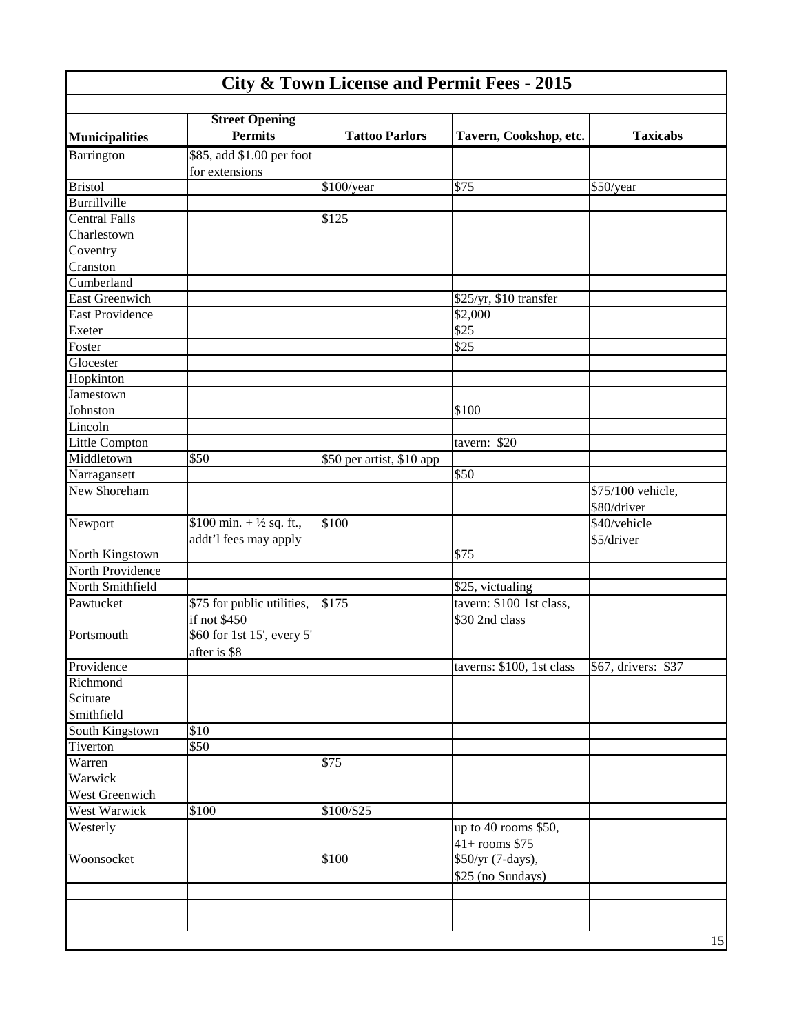# City & Town License and Permit Fees - 2015

| Municipalities | Street Opening Permits | Tattoo Parlors | Tavern, Cookshop, etc. | Taxicabs |
|---|---|---|---|---|
| Barrington | \$85, add \$1.00 per foot for extensions | | | |
| Bristol | | \$100/year | \$75 | \$50/year |
| Burrillville | | | | |
| Central Falls | | \$125 | | |
| Charlestown | | | | |
| Coventry | | | | |
| Cranston | | | | |
| Cumberland | | | | |
| East Greenwich | | | \$25/yr, \$10 transfer | |
| East Providence | | | \$2,000 | |
| Exeter | | | \$25 | |
| Foster | | | \$25 | |
| Glocester | | | | |
| Hopkinton | | | | |
| Jamestown | | | | |
| Johnston | | | \$100 | |
| Lincoln | | | | |
| Little Compton | | | tavern: \$20 | |
| Middletown | \$50 | \$50 per artist, \$10 app | | |
| Narragansett | | | \$50 | |
| New Shoreham | | | | \$75/100 vehicle, \$80/driver |
| Newport | \$100 min. + ½ sq. ft., addt'l fees may apply | \$100 | | \$40/vehicle \$5/driver |
| North Kingstown | | | \$75 | |
| North Providence | | | | |
| North Smithfield | | | \$25, victualing | |
| Pawtucket | \$75 for public utilities, if not \$450 | \$175 | tavern: \$100 1st class, \$30 2nd class | |
| Portsmouth | \$60 for 1st 15', every 5' after is \$8 | | | |
| Providence | | | taverns: \$100, 1st class | \$67, drivers: \$37 |
| Richmond | | | | |
| Scituate | | | | |
| Smithfield | | | | |
| South Kingstown | \$10 | | | |
| Tiverton | \$50 | | | |
| Warren | | \$75 | | |
| Warwick | | | | |
| West Greenwich | | | | |
| West Warwick | \$100 | \$100/\$25 | | |
| Westerly | | | up to 40 rooms \$50, 41+ rooms \$75 | |
| Woonsocket | | \$100 | \$50/yr (7-days), \$25 (no Sundays) | |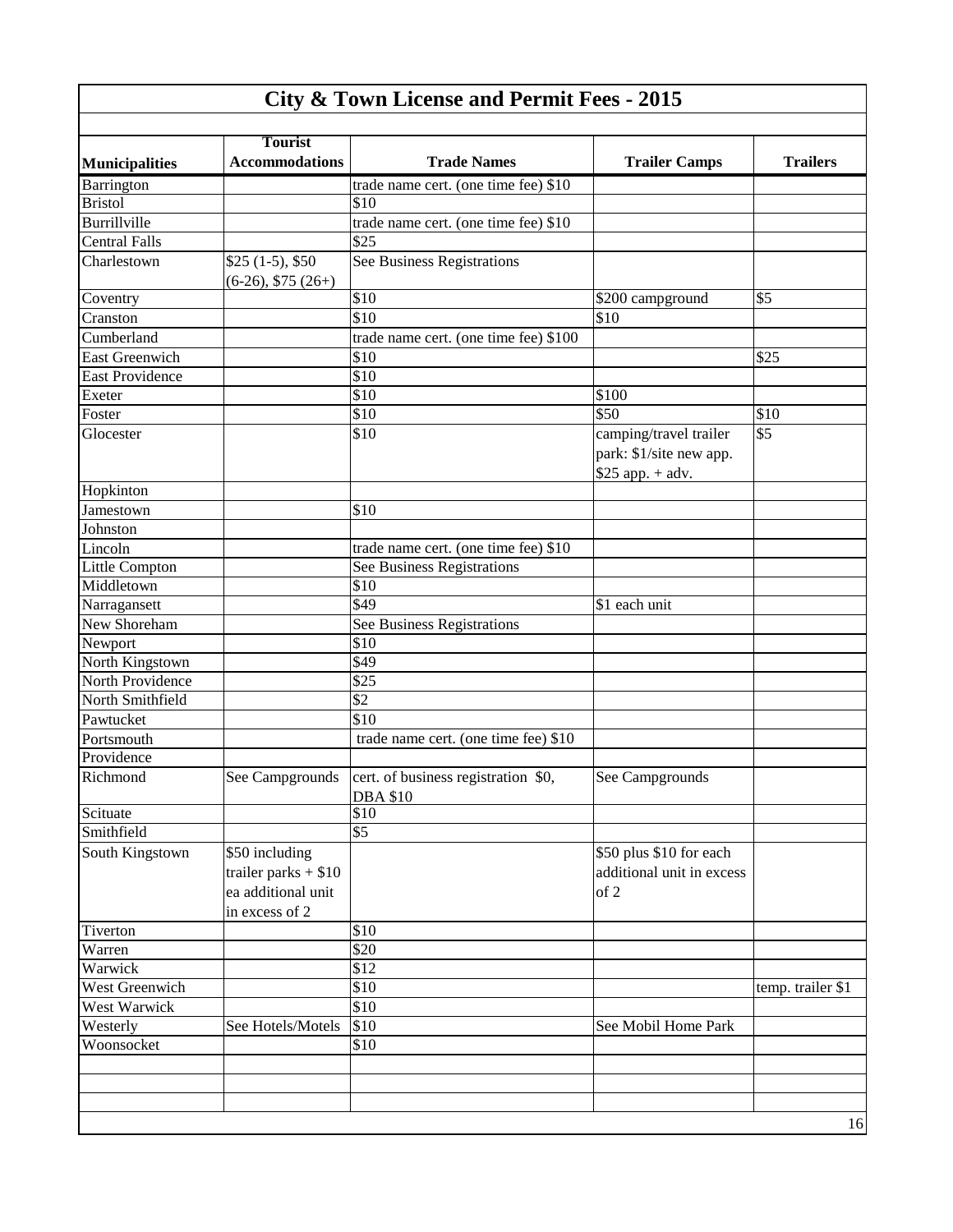# City & Town License and Permit Fees - 2015

| Municipalities | Tourist Accommodations | Trade Names | Trailer Camps | Trailers |
|---|---|---|---|---|
| Barrington | | trade name cert. (one time fee) $10 | | |
| Bristol | | $10 | | |
| Burrillville | | trade name cert. (one time fee) $10 | | |
| Central Falls | | $25 | | |
| Charlestown | $25 (1-5), $50 (6-26), $75 (26+) | See Business Registrations | | |
| Coventry | | $10 | $200 campground | $5 |
| Cranston | | $10 | $10 | |
| Cumberland | | trade name cert. (one time fee) $100 | | |
| East Greenwich | | $10 | | $25 |
| East Providence | | $10 | | |
| Exeter | | $10 | $100 | |
| Foster | | $10 | $50 | $10 |
| Glocester | | $10 | camping/travel trailer park: $1/site new app. $25 app. + adv. | $5 |
| Hopkinton | | | | |
| Jamestown | | $10 | | |
| Johnston | | | | |
| Lincoln | | trade name cert. (one time fee) $10 | | |
| Little Compton | | See Business Registrations | | |
| Middletown | | $10 | | |
| Narragansett | | $49 | $1 each unit | |
| New Shoreham | | See Business Registrations | | |
| Newport | | $10 | | |
| North Kingstown | | $49 | | |
| North Providence | | $25 | | |
| North Smithfield | | $2 | | |
| Pawtucket | | $10 | | |
| Portsmouth | | trade name cert. (one time fee) $10 | | |
| Providence | | | | |
| Richmond | See Campgrounds | cert. of business registration $0, DBA $10 | See Campgrounds | |
| Scituate | | $10 | | |
| Smithfield | | $5 | | |
| South Kingstown | $50 including trailer parks + $10 ea additional unit in excess of 2 | | $50 plus $10 for each additional unit in excess of 2 | |
| Tiverton | | $10 | | |
| Warren | | $20 | | |
| Warwick | | $12 | | |
| West Greenwich | | $10 | | temp. trailer $1 |
| West Warwick | | $10 | | |
| Westerly | See Hotels/Motels | $10 | See Mobil Home Park | |
| Woonsocket | | $10 | | |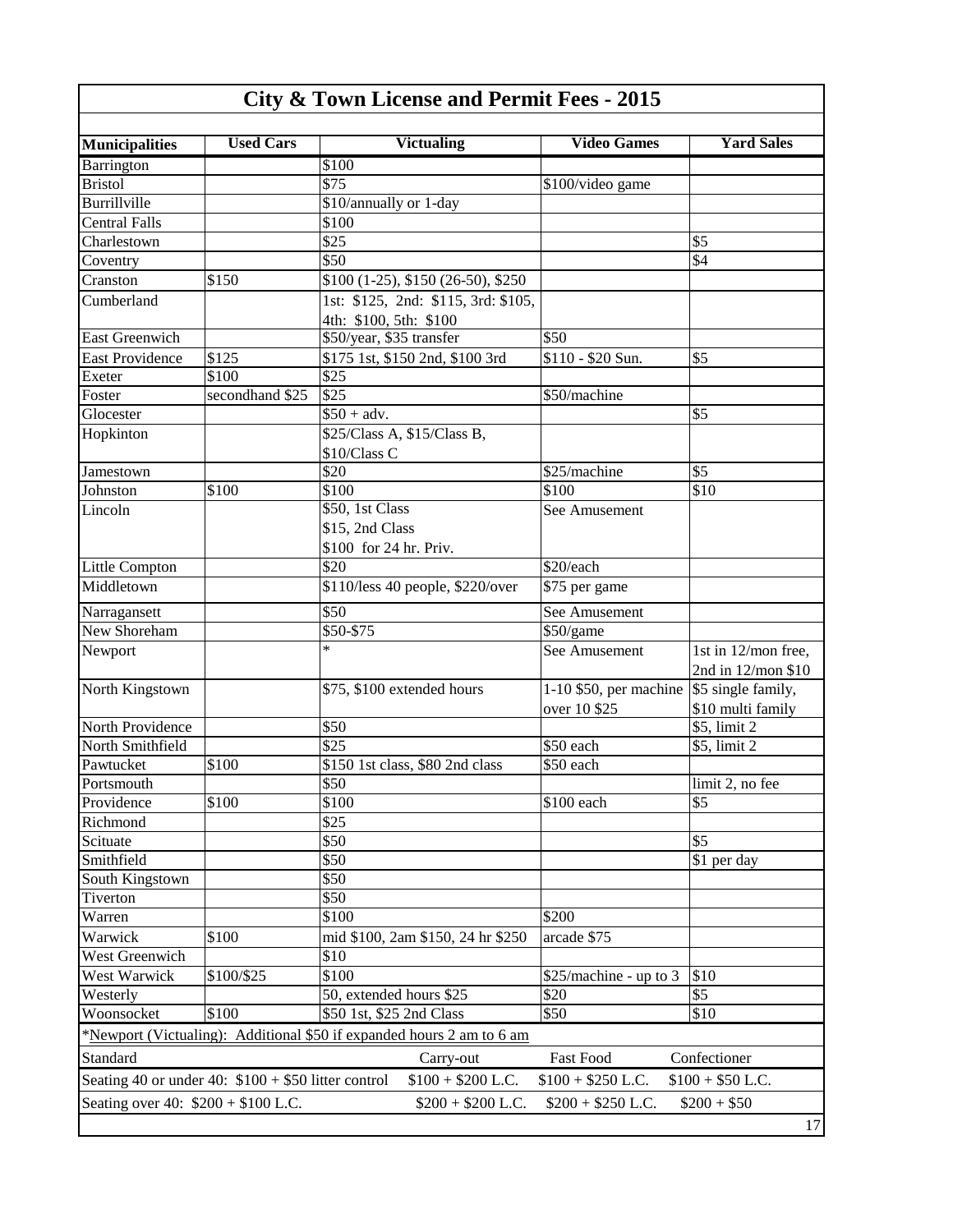# City & Town License and Permit Fees - 2015

| Municipalities | Used Cars | Victualing | Video Games | Yard Sales |
|---|---|---|---|---|
| Barrington | | $100 | | |
| Bristol | | $75 | $100/video game | |
| Burrillville | | $10/annually or 1-day | | |
| Central Falls | | $100 | | |
| Charlestown | | $25 | | $5 |
| Coventry | | $50 | | $4 |
| Cranston | $150 | $100 (1-25), $150 (26-50), $250 | | |
| Cumberland | | 1st: $125, 2nd: $115, 3rd: $105, 4th: $100, 5th: $100 | | |
| East Greenwich | | $50/year, $35 transfer | $50 | |
| East Providence | $125 | $175 1st, $150 2nd, $100 3rd | $110 - $20 Sun. | $5 |
| Exeter | $100 | $25 | | |
| Foster | secondhand $25 | $25 | $50/machine | |
| Glocester | | $50 + adv. | | $5 |
| Hopkinton | | $25/Class A, $15/Class B, $10/Class C | | |
| Jamestown | | $20 | $25/machine | $5 |
| Johnston | $100 | $100 | $100 | $10 |
| Lincoln | | $50, 1st Class<br>$15, 2nd Class<br>$100 for 24 hr. Priv. | See Amusement | |
| Little Compton | | $20 | $20/each | |
| Middletown | | $110/less 40 people, $220/over | $75 per game | |
| Narragansett | | $50 | See Amusement | |
| New Shoreham | | $50-$75 | $50/game | |
| Newport | | * | See Amusement | 1st in 12/mon free, 2nd in 12/mon $10 |
| North Kingstown | | $75, $100 extended hours | 1-10 $50, per machine over 10 $25 | $5 single family, $10 multi family |
| North Providence | | $50 | | $5, limit 2 |
| North Smithfield | | $25 | $50 each | $5, limit 2 |
| Pawtucket | $100 | $150 1st class, $80 2nd class | $50 each | |
| Portsmouth | | $50 | | limit 2, no fee |
| Providence | $100 | $100 | $100 each | $5 |
| Richmond | | $25 | | |
| Scituate | | $50 | | $5 |
| Smithfield | | $50 | | $1 per day |
| South Kingstown | | $50 | | |
| Tiverton | | $50 | | |
| Warren | | $100 | $200 | |
| Warwick | $100 | mid $100, 2am $150, 24 hr $250 | arcade $75 | |
| West Greenwich | | $10 | | |
| West Warwick | $100/$25 | $100 | $25/machine - up to 3 | $10 |
| Westerly | | 50, extended hours $25 | $20 | $5 |
| Woonsocket | $100 | $50 1st, $25 2nd Class | $50 | $10 |

*Newport (Victualing): Additional $50 if expanded hours 2 am to 6 am

| Standard | Carry-out | Fast Food | Confectioner |
|---|---|---|---|
| Seating 40 or under 40: $100 + $50 litter control | $100 + $200 L.C. | $100 + $250 L.C. | $100 + $50 L.C. |
| Seating over 40: $200 + $100 L.C. | $200 + $200 L.C. | $200 + $250 L.C. | $200 + $50 |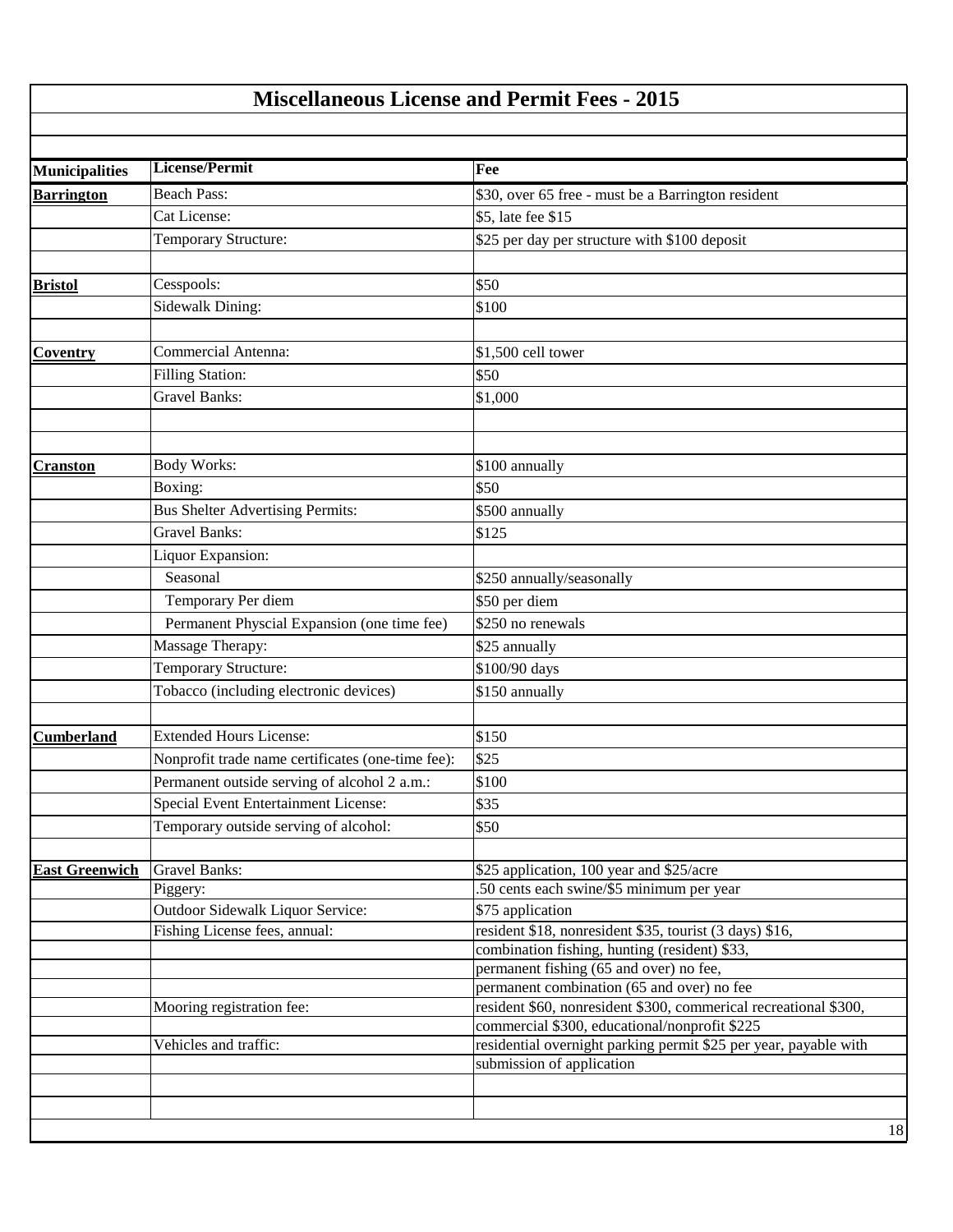# Miscellaneous License and Permit Fees - 2015

| Municipalities | License/Permit | Fee |
|---|---|---|
| **Barrington** | Beach Pass: | $30, over 65 free - must be a Barrington resident |
| | Cat License: | $5, late fee $15 |
| | Temporary Structure: | $25 per day per structure with $100 deposit |
| | | |
| **Bristol** | Cesspools: | $50 |
| | Sidewalk Dining: | $100 |
| | | |
| **Coventry** | Commercial Antenna: | $1,500 cell tower |
| | Filling Station: | $50 |
| | Gravel Banks: | $1,000 |
| | | |
| | | |
| **Cranston** | Body Works: | $100 annually |
| | Boxing: | $50 |
| | Bus Shelter Advertising Permits: | $500 annually |
| | Gravel Banks: | $125 |
| | Liquor Expansion: | |
| | Seasonal | $250 annually/seasonally |
| | Temporary Per diem | $50 per diem |
| | Permanent Physcial Expansion (one time fee) | $250 no renewals |
| | Massage Therapy: | $25 annually |
| | Temporary Structure: | $100/90 days |
| | Tobacco (including electronic devices) | $150 annually |
| | | |
| **Cumberland** | Extended Hours License: | $150 |
| | Nonprofit trade name certificates (one-time fee): | $25 |
| | Permanent outside serving of alcohol 2 a.m.: | $100 |
| | Special Event Entertainment License: | $35 |
| | Temporary outside serving of alcohol: | $50 |
| | | |
| **East Greenwich** | Gravel Banks: | $25 application, 100 year and $25/acre |
| | Piggery: | .50 cents each swine/$5 minimum per year |
| | Outdoor Sidewalk Liquor Service: | $75 application |
| | Fishing License fees, annual: | resident $18, nonresident $35, tourist (3 days) $16, |
| | | combination fishing, hunting (resident) $33, |
| | | permanent fishing (65 and over) no fee, |
| | | permanent combination (65 and over) no fee |
| | Mooring registration fee: | resident $60, nonresident $300, commerical recreational $300, |
| | | commercial $300, educational/nonprofit $225 |
| | Vehicles and traffic: | residential overnight parking permit $25 per year, payable with |
| | | submission of application |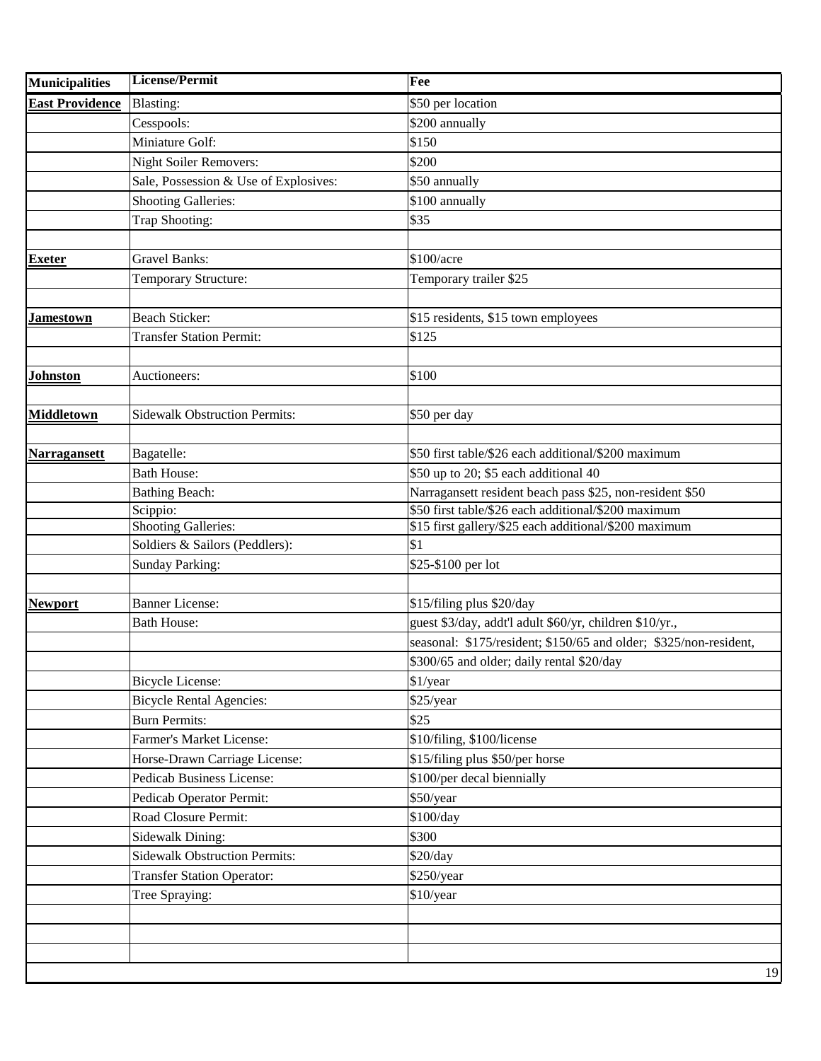| Municipalities | License/Permit | Fee |
|---|---|---|
| **East Providence** | Blasting: | $50 per location |
| | Cesspools: | $200 annually |
| | Miniature Golf: | $150 |
| | Night Soiler Removers: | $200 |
| | Sale, Possession & Use of Explosives: | $50 annually |
| | Shooting Galleries: | $100 annually |
| | Trap Shooting: | $35 |
| | | |
| **Exeter** | Gravel Banks: | $100/acre |
| | Temporary Structure: | Temporary trailer $25 |
| | | |
| **Jamestown** | Beach Sticker: | $15 residents, $15 town employees |
| | Transfer Station Permit: | $125 |
| | | |
| **Johnston** | Auctioneers: | $100 |
| | | |
| **Middletown** | Sidewalk Obstruction Permits: | $50 per day |
| | | |
| **Narragansett** | Bagatelle: | $50 first table/$26 each additional/$200 maximum |
| | Bath House: | $50 up to 20; $5 each additional 40 |
| | Bathing Beach: | Narragansett resident beach pass $25, non-resident $50 |
| | Scippio: | $50 first table/$26 each additional/$200 maximum |
| | Shooting Galleries: | $15 first gallery/$25 each additional/$200 maximum |
| | Soldiers & Sailors (Peddlers): | $1 |
| | Sunday Parking: | $25-$100 per lot |
| | | |
| **Newport** | Banner License: | $15/filing plus $20/day |
| | Bath House: | guest $3/day, addt'l adult $60/yr, children $10/yr., |
| | | seasonal: $175/resident; $150/65 and older; $325/non-resident, |
| | | $300/65 and older; daily rental $20/day |
| | Bicycle License: | $1/year |
| | Bicycle Rental Agencies: | $25/year |
| | Burn Permits: | $25 |
| | Farmer's Market License: | $10/filing, $100/license |
| | Horse-Drawn Carriage License: | $15/filing plus $50/per horse |
| | Pedicab Business License: | $100/per decal biennially |
| | Pedicab Operator Permit: | $50/year |
| | Road Closure Permit: | $100/day |
| | Sidewalk Dining: | $300 |
| | Sidewalk Obstruction Permits: | $20/day |
| | Transfer Station Operator: | $250/year |
| | Tree Spraying: | $10/year |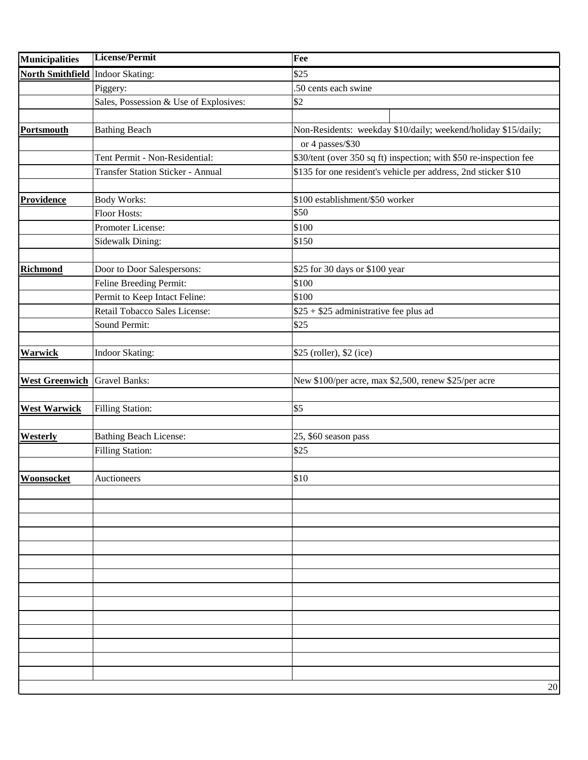| Municipalities | License/Permit | Fee |
|---|---|---|
| **North Smithfield** | Indoor Skating: | $25 |
| | Piggery: | .50 cents each swine |
| | Sales, Possession & Use of Explosives: | $2 |
| | | |
| **Portsmouth** | Bathing Beach | Non-Residents: weekday $10/daily; weekend/holiday $15/daily; |
| | | or 4 passes/$30 |
| | Tent Permit - Non-Residential: | $30/tent (over 350 sq ft) inspection; with $50 re-inspection fee |
| | Transfer Station Sticker - Annual | $135 for one resident's vehicle per address, 2nd sticker $10 |
| | | |
| **Providence** | Body Works: | $100 establishment/$50 worker |
| | Floor Hosts: | $50 |
| | Promoter License: | $100 |
| | Sidewalk Dining: | $150 |
| | | |
| **Richmond** | Door to Door Salespersons: | $25 for 30 days or $100 year |
| | Feline Breeding Permit: | $100 |
| | Permit to Keep Intact Feline: | $100 |
| | Retail Tobacco Sales License: | $25 + $25 administrative fee plus ad |
| | Sound Permit: | $25 |
| | | |
| **Warwick** | Indoor Skating: | $25 (roller), $2 (ice) |
| | | |
| **West Greenwich** | Gravel Banks: | New $100/per acre, max $2,500, renew $25/per acre |
| | | |
| **West Warwick** | Filling Station: | $5 |
| | | |
| **Westerly** | Bathing Beach License: | 25, $60 season pass |
| | Filling Station: | $25 |
| | | |
| **Woonsocket** | Auctioneers | $10 |